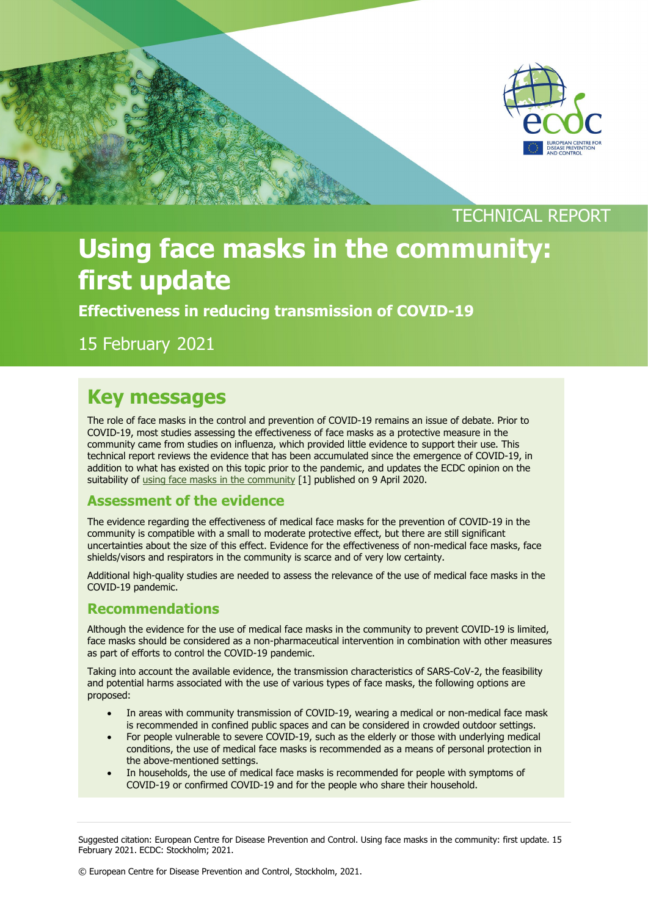TECHNICAL REPORT

# Using face masks in the community: first update

**Effectiveness in reducing transmission of COVID-19**

15 February 2021

## Key messages

The role of face masks in the control and prevention of COVID-19 remains an issue of debate. Prior to COVID-19, most studies assessing the effectiveness of face masks as a protective measure in the community came from studies on influenza, which provided little evidence to support their use. This technical report reviews the evidence that has been accumulated since the emergence of COVID-19, in addition to what has existed on this topic prior to the pandemic, and updates the ECDC opinion on the suitability of using face masks in the community [1] published on 9 April 2020.

### Assessment of the evidence

The evidence regarding the effectiveness of medical face masks for the prevention of COVID-19 in the community is compatible with a small to moderate protective effect, but there are still significant uncertainties about the size of this effect. Evidence for the effectiveness of non-medical face masks, face shields/visors and respirators in the community is scarce and of very low certainty.

Additional high-quality studies are needed to assess the relevance of the use of medical face masks in the COVID-19 pandemic.

### Recommendations

Although the evidence for the use of medical face masks in the community to prevent COVID-19 is limited, face masks should be considered as a non-pharmaceutical intervention in combination with other measures as part of efforts to control the COVID-19 pandemic.

Taking into account the available evidence, the transmission characteristics of SARS-CoV-2, the feasibility and potential harms associated with the use of various types of face masks, the following options are proposed:

- In areas with community transmission of COVID-19, wearing a medical or non-medical face mask is recommended in confined public spaces and can be considered in crowded outdoor settings.
- For people vulnerable to severe COVID-19, such as the elderly or those with underlying medical conditions, the use of medical face masks is recommended as a means of personal protection in the above-mentioned settings.
- In households, the use of medical face masks is recommended for people with symptoms of COVID-19 or confirmed COVID-19 and for the people who share their household.

Suggested citation: European Centre for Disease Prevention and Control. Using face masks in the community: first update. 15 February 2021. ECDC: Stockholm; 2021.

© European Centre for Disease Prevention and Control, Stockholm, 2021.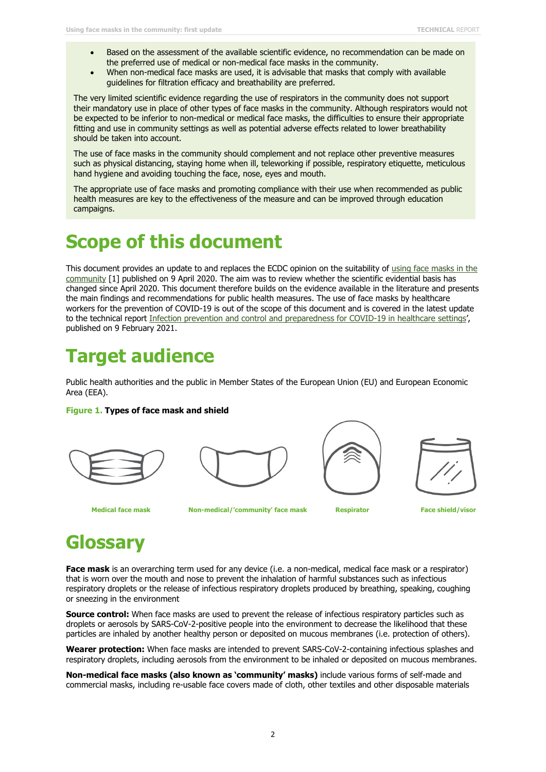- Based on the assessment of the available scientific evidence, no recommendation can be made on the preferred use of medical or non-medical face masks in the community.
- When non-medical face masks are used, it is advisable that masks that comply with available guidelines for filtration efficacy and breathability are preferred.

The very limited scientific evidence regarding the use of respirators in the community does not support their mandatory use in place of other types of face masks in the community. Although respirators would not be expected to be inferior to non-medical or medical face masks, the difficulties to ensure their appropriate fitting and use in community settings as well as potential adverse effects related to lower breathability should be taken into account.

The use of face masks in the community should complement and not replace other preventive measures such as physical distancing, staying home when ill, teleworking if possible, respiratory etiquette, meticulous hand hygiene and avoiding touching the face, nose, eyes and mouth.

The appropriate use of face masks and promoting compliance with their use when recommended as public health measures are key to the effectiveness of the measure and can be improved through education campaigns.

# Scope of this document

This document provides an update to and replaces the ECDC opinion on the suitability of using face masks in the community [1] published on 9 April 2020. The aim was to review whether the scientific evidential basis has changed since April 2020. This document therefore builds on the evidence available in the literature and presents the main findings and recommendations for public health measures. The use of face masks by healthcare workers for the prevention of COVID-19 is out of the scope of this document and is covered in the latest update to the technical report Infection prevention and control and preparedness for COVID-19 in healthcare settings', published on 9 February 2021.

# Target audience

Public health authorities and the public in Member States of the European Union (EU) and European Economic Area (EEA).

**Figure 1. Types of face mask and shield**

Medical face mask | Non-medical/'community' face mask | Respirator | Face shield/visor

# Glossary

**Face mask** is an overarching term used for any device (i.e. a non-medical, medical face mask or a respirator) that is worn over the mouth and nose to prevent the inhalation of harmful substances such as infectious respiratory droplets or the release of infectious respiratory droplets produced by breathing, speaking, coughing or sneezing in the environment

**Source control:** When face masks are used to prevent the release of infectious respiratory particles such as droplets or aerosols by SARS-CoV-2-positive people into the environment to decrease the likelihood that these particles are inhaled by another healthy person or deposited on mucous membranes (i.e. protection of others).

**Wearer protection:** When face masks are intended to prevent SARS-CoV-2-containing infectious splashes and respiratory droplets, including aerosols from the environment to be inhaled or deposited on mucous membranes.

**Non-medical face masks (also known as 'community' masks)** include various forms of self-made and commercial masks, including re-usable face covers made of cloth, other textiles and other disposable materials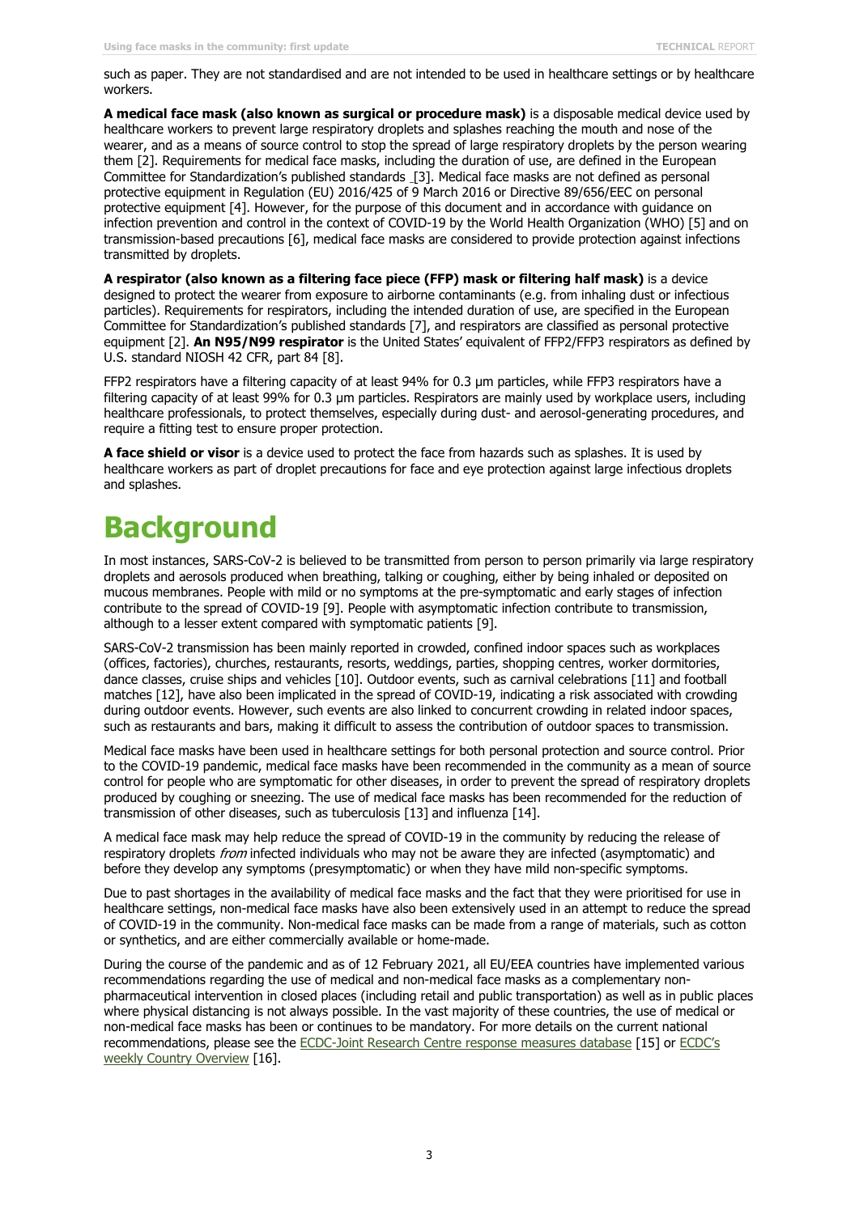such as paper. They are not standardised and are not intended to be used in healthcare settings or by healthcare workers.

**A medical face mask (also known as surgical or procedure mask)** is a disposable medical device used by healthcare workers to prevent large respiratory droplets and splashes reaching the mouth and nose of the wearer, and as a means of source control to stop the spread of large respiratory droplets by the person wearing them [2]. Requirements for medical face masks, including the duration of use, are defined in the European Committee for Standardization's published standards [3]. Medical face masks are not defined as personal protective equipment in Regulation (EU) 2016/425 of 9 March 2016 or Directive 89/656/EEC on personal protective equipment [4]. However, for the purpose of this document and in accordance with guidance on infection prevention and control in the context of COVID-19 by the World Health Organization (WHO) [5] and on transmission-based precautions [6], medical face masks are considered to provide protection against infections transmitted by droplets.

**A respirator (also known as a filtering face piece (FFP) mask or filtering half mask)** is a device designed to protect the wearer from exposure to airborne contaminants (e.g. from inhaling dust or infectious particles). Requirements for respirators, including the intended duration of use, are specified in the European Committee for Standardization's published standards [7], and respirators are classified as personal protective equipment [2]. **An N95/N99 respirator** is the United States' equivalent of FFP2/FFP3 respirators as defined by U.S. standard NIOSH 42 CFR, part 84 [8].

FFP2 respirators have a filtering capacity of at least 94% for 0.3 µm particles, while FFP3 respirators have a filtering capacity of at least 99% for 0.3 µm particles. Respirators are mainly used by workplace users, including healthcare professionals, to protect themselves, especially during dust- and aerosol-generating procedures, and require a fitting test to ensure proper protection.

**A face shield or visor** is a device used to protect the face from hazards such as splashes. It is used by healthcare workers as part of droplet precautions for face and eye protection against large infectious droplets and splashes.

# Background

In most instances, SARS-CoV-2 is believed to be transmitted from person to person primarily via large respiratory droplets and aerosols produced when breathing, talking or coughing, either by being inhaled or deposited on mucous membranes. People with mild or no symptoms at the pre-symptomatic and early stages of infection contribute to the spread of COVID-19 [9]. People with asymptomatic infection contribute to transmission, although to a lesser extent compared with symptomatic patients [9].

SARS-CoV-2 transmission has been mainly reported in crowded, confined indoor spaces such as workplaces (offices, factories), churches, restaurants, resorts, weddings, parties, shopping centres, worker dormitories, dance classes, cruise ships and vehicles [10]. Outdoor events, such as carnival celebrations [11] and football matches [12], have also been implicated in the spread of COVID-19, indicating a risk associated with crowding during outdoor events. However, such events are also linked to concurrent crowding in related indoor spaces, such as restaurants and bars, making it difficult to assess the contribution of outdoor spaces to transmission.

Medical face masks have been used in healthcare settings for both personal protection and source control. Prior to the COVID-19 pandemic, medical face masks have been recommended in the community as a mean of source control for people who are symptomatic for other diseases, in order to prevent the spread of respiratory droplets produced by coughing or sneezing. The use of medical face masks has been recommended for the reduction of transmission of other diseases, such as tuberculosis [13] and influenza [14].

A medical face mask may help reduce the spread of COVID-19 in the community by reducing the release of respiratory droplets *from* infected individuals who may not be aware they are infected (asymptomatic) and before they develop any symptoms (presymptomatic) or when they have mild non-specific symptoms.

Due to past shortages in the availability of medical face masks and the fact that they were prioritised for use in healthcare settings, non-medical face masks have also been extensively used in an attempt to reduce the spread of COVID-19 in the community. Non-medical face masks can be made from a range of materials, such as cotton or synthetics, and are either commercially available or home-made.

During the course of the pandemic and as of 12 February 2021, all EU/EEA countries have implemented various recommendations regarding the use of medical and non-medical face masks as a complementary non-pharmaceutical intervention in closed places (including retail and public transportation) as well as in public places where physical distancing is not always possible. In the vast majority of these countries, the use of medical or non-medical face masks has been or continues to be mandatory. For more details on the current national recommendations, please see the ECDC-Joint Research Centre response measures database [15] or ECDC's weekly Country Overview [16].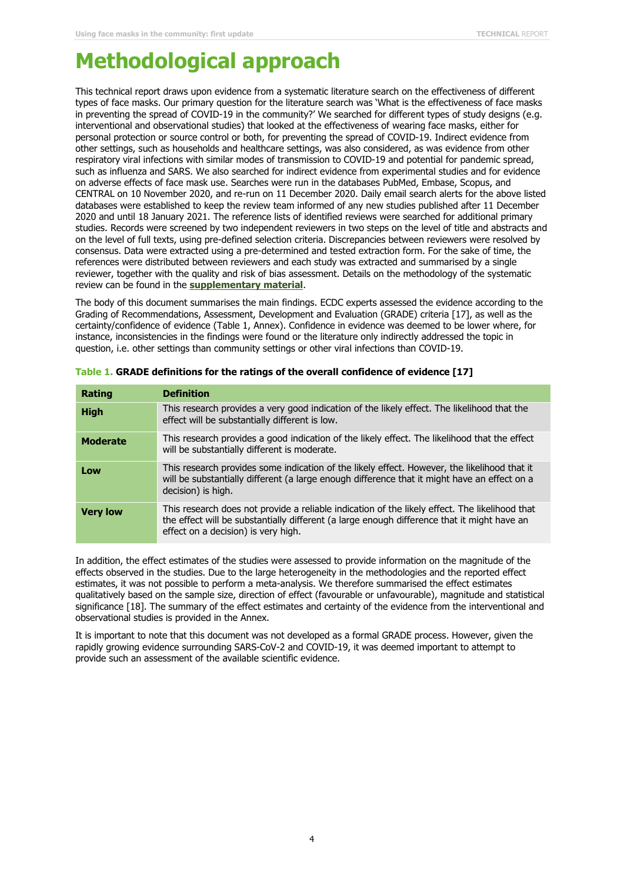# Methodological approach

This technical report draws upon evidence from a systematic literature search on the effectiveness of different types of face masks. Our primary question for the literature search was 'What is the effectiveness of face masks in preventing the spread of COVID-19 in the community?' We searched for different types of study designs (e.g. interventional and observational studies) that looked at the effectiveness of wearing face masks, either for personal protection or source control or both, for preventing the spread of COVID-19. Indirect evidence from other settings, such as households and healthcare settings, was also considered, as was evidence from other respiratory viral infections with similar modes of transmission to COVID-19 and potential for pandemic spread, such as influenza and SARS. We also searched for indirect evidence from experimental studies and for evidence on adverse effects of face mask use. Searches were run in the databases PubMed, Embase, Scopus, and CENTRAL on 10 November 2020, and re-run on 11 December 2020. Daily email search alerts for the above listed databases were established to keep the review team informed of any new studies published after 11 December 2020 and until 18 January 2021. The reference lists of identified reviews were searched for additional primary studies. Records were screened by two independent reviewers in two steps on the level of title and abstracts and on the level of full texts, using pre-defined selection criteria. Discrepancies between reviewers were resolved by consensus. Data were extracted using a pre-determined and tested extraction form. For the sake of time, the references were distributed between reviewers and each study was extracted and summarised by a single reviewer, together with the quality and risk of bias assessment. Details on the methodology of the systematic review can be found in the **supplementary material**.

The body of this document summarises the main findings. ECDC experts assessed the evidence according to the Grading of Recommendations, Assessment, Development and Evaluation (GRADE) criteria [17], as well as the certainty/confidence of evidence (Table 1, Annex). Confidence in evidence was deemed to be lower where, for instance, inconsistencies in the findings were found or the literature only indirectly addressed the topic in question, i.e. other settings than community settings or other viral infections than COVID-19.

**Table 1. GRADE definitions for the ratings of the overall confidence of evidence [17]**

| Rating | Definition |
|---|---|
| **High** | This research provides a very good indication of the likely effect. The likelihood that the effect will be substantially different is low. |
| **Moderate** | This research provides a good indication of the likely effect. The likelihood that the effect will be substantially different is moderate. |
| **Low** | This research provides some indication of the likely effect. However, the likelihood that it will be substantially different (a large enough difference that it might have an effect on a decision) is high. |
| **Very low** | This research does not provide a reliable indication of the likely effect. The likelihood that the effect will be substantially different (a large enough difference that it might have an effect on a decision) is very high. |

In addition, the effect estimates of the studies were assessed to provide information on the magnitude of the effects observed in the studies. Due to the large heterogeneity in the methodologies and the reported effect estimates, it was not possible to perform a meta-analysis. We therefore summarised the effect estimates qualitatively based on the sample size, direction of effect (favourable or unfavourable), magnitude and statistical significance [18]. The summary of the effect estimates and certainty of the evidence from the interventional and observational studies is provided in the Annex.

It is important to note that this document was not developed as a formal GRADE process. However, given the rapidly growing evidence surrounding SARS-CoV-2 and COVID-19, it was deemed important to attempt to provide such an assessment of the available scientific evidence.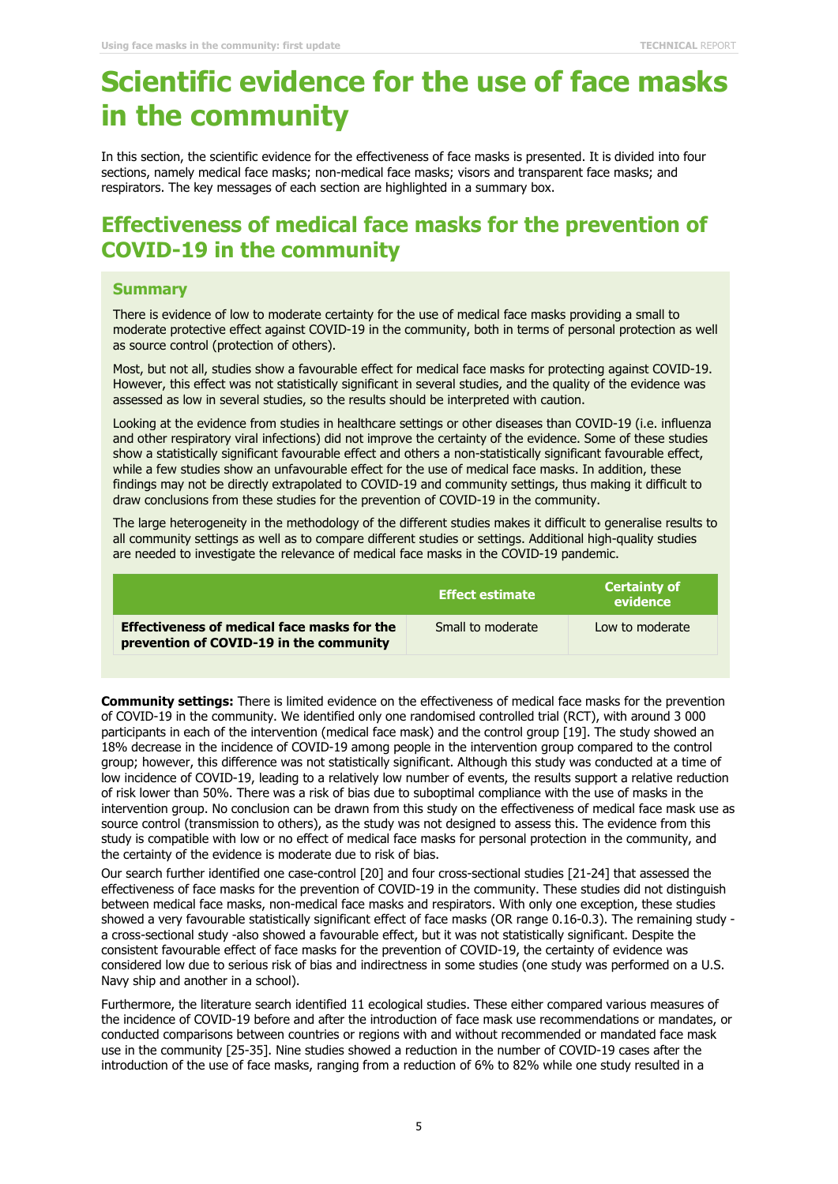# Scientific evidence for the use of face masks in the community

In this section, the scientific evidence for the effectiveness of face masks is presented. It is divided into four sections, namely medical face masks; non-medical face masks; visors and transparent face masks; and respirators. The key messages of each section are highlighted in a summary box.

## Effectiveness of medical face masks for the prevention of COVID-19 in the community

### Summary

There is evidence of low to moderate certainty for the use of medical face masks providing a small to moderate protective effect against COVID-19 in the community, both in terms of personal protection as well as source control (protection of others).

Most, but not all, studies show a favourable effect for medical face masks for protecting against COVID-19. However, this effect was not statistically significant in several studies, and the quality of the evidence was assessed as low in several studies, so the results should be interpreted with caution.

Looking at the evidence from studies in healthcare settings or other diseases than COVID-19 (i.e. influenza and other respiratory viral infections) did not improve the certainty of the evidence. Some of these studies show a statistically significant favourable effect and others a non-statistically significant favourable effect, while a few studies show an unfavourable effect for the use of medical face masks. In addition, these findings may not be directly extrapolated to COVID-19 and community settings, thus making it difficult to draw conclusions from these studies for the prevention of COVID-19 in the community.

The large heterogeneity in the methodology of the different studies makes it difficult to generalise results to all community settings as well as to compare different studies or settings. Additional high-quality studies are needed to investigate the relevance of medical face masks in the COVID-19 pandemic.

| | Effect estimate | Certainty of evidence |
|---|---|---|
| **Effectiveness of medical face masks for the prevention of COVID-19 in the community** | Small to moderate | Low to moderate |

**Community settings:** There is limited evidence on the effectiveness of medical face masks for the prevention of COVID-19 in the community. We identified only one randomised controlled trial (RCT), with around 3 000 participants in each of the intervention (medical face mask) and the control group [19]. The study showed an 18% decrease in the incidence of COVID-19 among people in the intervention group compared to the control group; however, this difference was not statistically significant. Although this study was conducted at a time of low incidence of COVID-19, leading to a relatively low number of events, the results support a relative reduction of risk lower than 50%. There was a risk of bias due to suboptimal compliance with the use of masks in the intervention group. No conclusion can be drawn from this study on the effectiveness of medical face mask use as source control (transmission to others), as the study was not designed to assess this. The evidence from this study is compatible with low or no effect of medical face masks for personal protection in the community, and the certainty of the evidence is moderate due to risk of bias.

Our search further identified one case-control [20] and four cross-sectional studies [21-24] that assessed the effectiveness of face masks for the prevention of COVID-19 in the community. These studies did not distinguish between medical face masks, non-medical face masks and respirators. With only one exception, these studies showed a very favourable statistically significant effect of face masks (OR range 0.16-0.3). The remaining study - a cross-sectional study -also showed a favourable effect, but it was not statistically significant. Despite the consistent favourable effect of face masks for the prevention of COVID-19, the certainty of evidence was considered low due to serious risk of bias and indirectness in some studies (one study was performed on a U.S. Navy ship and another in a school).

Furthermore, the literature search identified 11 ecological studies. These either compared various measures of the incidence of COVID-19 before and after the introduction of face mask use recommendations or mandates, or conducted comparisons between countries or regions with and without recommended or mandated face mask use in the community [25-35]. Nine studies showed a reduction in the number of COVID-19 cases after the introduction of the use of face masks, ranging from a reduction of 6% to 82% while one study resulted in a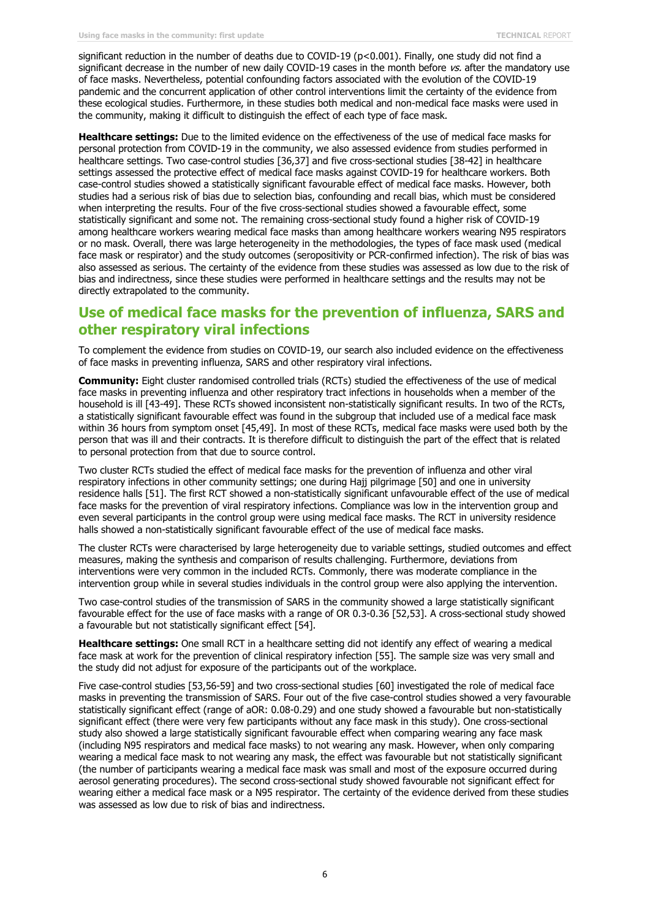significant reduction in the number of deaths due to COVID-19 (p<0.001). Finally, one study did not find a significant decrease in the number of new daily COVID-19 cases in the month before *vs.* after the mandatory use of face masks. Nevertheless, potential confounding factors associated with the evolution of the COVID-19 pandemic and the concurrent application of other control interventions limit the certainty of the evidence from these ecological studies. Furthermore, in these studies both medical and non-medical face masks were used in the community, making it difficult to distinguish the effect of each type of face mask.

**Healthcare settings:** Due to the limited evidence on the effectiveness of the use of medical face masks for personal protection from COVID-19 in the community, we also assessed evidence from studies performed in healthcare settings. Two case-control studies [36,37] and five cross-sectional studies [38-42] in healthcare settings assessed the protective effect of medical face masks against COVID-19 for healthcare workers. Both case-control studies showed a statistically significant favourable effect of medical face masks. However, both studies had a serious risk of bias due to selection bias, confounding and recall bias, which must be considered when interpreting the results. Four of the five cross-sectional studies showed a favourable effect, some statistically significant and some not. The remaining cross-sectional study found a higher risk of COVID-19 among healthcare workers wearing medical face masks than among healthcare workers wearing N95 respirators or no mask. Overall, there was large heterogeneity in the methodologies, the types of face mask used (medical face mask or respirator) and the study outcomes (seropositivity or PCR-confirmed infection). The risk of bias was also assessed as serious. The certainty of the evidence from these studies was assessed as low due to the risk of bias and indirectness, since these studies were performed in healthcare settings and the results may not be directly extrapolated to the community.

## Use of medical face masks for the prevention of influenza, SARS and other respiratory viral infections

To complement the evidence from studies on COVID-19, our search also included evidence on the effectiveness of face masks in preventing influenza, SARS and other respiratory viral infections.

**Community:** Eight cluster randomised controlled trials (RCTs) studied the effectiveness of the use of medical face masks in preventing influenza and other respiratory tract infections in households when a member of the household is ill [43-49]. These RCTs showed inconsistent non-statistically significant results. In two of the RCTs, a statistically significant favourable effect was found in the subgroup that included use of a medical face mask within 36 hours from symptom onset [45,49]. In most of these RCTs, medical face masks were used both by the person that was ill and their contracts. It is therefore difficult to distinguish the part of the effect that is related to personal protection from that due to source control.

Two cluster RCTs studied the effect of medical face masks for the prevention of influenza and other viral respiratory infections in other community settings; one during Hajj pilgrimage [50] and one in university residence halls [51]. The first RCT showed a non-statistically significant unfavourable effect of the use of medical face masks for the prevention of viral respiratory infections. Compliance was low in the intervention group and even several participants in the control group were using medical face masks. The RCT in university residence halls showed a non-statistically significant favourable effect of the use of medical face masks.

The cluster RCTs were characterised by large heterogeneity due to variable settings, studied outcomes and effect measures, making the synthesis and comparison of results challenging. Furthermore, deviations from interventions were very common in the included RCTs. Commonly, there was moderate compliance in the intervention group while in several studies individuals in the control group were also applying the intervention.

Two case-control studies of the transmission of SARS in the community showed a large statistically significant favourable effect for the use of face masks with a range of OR 0.3-0.36 [52,53]. A cross-sectional study showed a favourable but not statistically significant effect [54].

**Healthcare settings:** One small RCT in a healthcare setting did not identify any effect of wearing a medical face mask at work for the prevention of clinical respiratory infection [55]. The sample size was very small and the study did not adjust for exposure of the participants out of the workplace.

Five case-control studies [53,56-59] and two cross-sectional studies [60] investigated the role of medical face masks in preventing the transmission of SARS. Four out of the five case-control studies showed a very favourable statistically significant effect (range of aOR: 0.08-0.29) and one study showed a favourable but non-statistically significant effect (there were very few participants without any face mask in this study). One cross-sectional study also showed a large statistically significant favourable effect when comparing wearing any face mask (including N95 respirators and medical face masks) to not wearing any mask. However, when only comparing wearing a medical face mask to not wearing any mask, the effect was favourable but not statistically significant (the number of participants wearing a medical face mask was small and most of the exposure occurred during aerosol generating procedures). The second cross-sectional study showed favourable not significant effect for wearing either a medical face mask or a N95 respirator. The certainty of the evidence derived from these studies was assessed as low due to risk of bias and indirectness.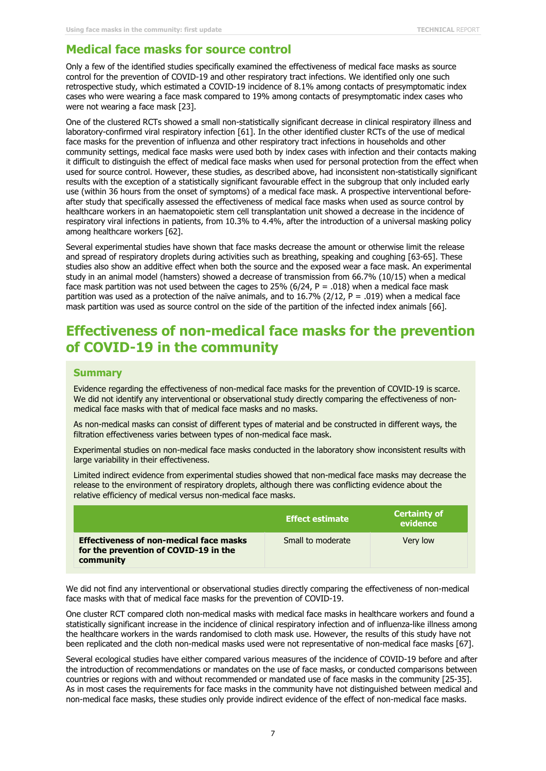## Medical face masks for source control

Only a few of the identified studies specifically examined the effectiveness of medical face masks as source control for the prevention of COVID-19 and other respiratory tract infections. We identified only one such retrospective study, which estimated a COVID-19 incidence of 8.1% among contacts of presymptomatic index cases who were wearing a face mask compared to 19% among contacts of presymptomatic index cases who were not wearing a face mask [23].

One of the clustered RCTs showed a small non-statistically significant decrease in clinical respiratory illness and laboratory-confirmed viral respiratory infection [61]. In the other identified cluster RCTs of the use of medical face masks for the prevention of influenza and other respiratory tract infections in households and other community settings, medical face masks were used both by index cases with infection and their contacts making it difficult to distinguish the effect of medical face masks when used for personal protection from the effect when used for source control. However, these studies, as described above, had inconsistent non-statistically significant results with the exception of a statistically significant favourable effect in the subgroup that only included early use (within 36 hours from the onset of symptoms) of a medical face mask. A prospective interventional before-after study that specifically assessed the effectiveness of medical face masks when used as source control by healthcare workers in an haematopoietic stem cell transplantation unit showed a decrease in the incidence of respiratory viral infections in patients, from 10.3% to 4.4%, after the introduction of a universal masking policy among healthcare workers [62].

Several experimental studies have shown that face masks decrease the amount or otherwise limit the release and spread of respiratory droplets during activities such as breathing, speaking and coughing [63-65]. These studies also show an additive effect when both the source and the exposed wear a face mask. An experimental study in an animal model (hamsters) showed a decrease of transmission from 66.7% (10/15) when a medical face mask partition was not used between the cages to 25% (6/24, P = .018) when a medical face mask partition was used as a protection of the naïve animals, and to 16.7% (2/12, P = .019) when a medical face mask partition was used as source control on the side of the partition of the infected index animals [66].

# Effectiveness of non-medical face masks for the prevention of COVID-19 in the community

### Summary

Evidence regarding the effectiveness of non-medical face masks for the prevention of COVID-19 is scarce. We did not identify any interventional or observational study directly comparing the effectiveness of non-medical face masks with that of medical face masks and no masks.

As non-medical masks can consist of different types of material and be constructed in different ways, the filtration effectiveness varies between types of non-medical face mask.

Experimental studies on non-medical face masks conducted in the laboratory show inconsistent results with large variability in their effectiveness.

Limited indirect evidence from experimental studies showed that non-medical face masks may decrease the release to the environment of respiratory droplets, although there was conflicting evidence about the relative efficiency of medical versus non-medical face masks.

| | Effect estimate | Certainty of evidence |
|---|---|---|
| **Effectiveness of non-medical face masks for the prevention of COVID-19 in the community** | Small to moderate | Very low |

We did not find any interventional or observational studies directly comparing the effectiveness of non-medical face masks with that of medical face masks for the prevention of COVID-19.

One cluster RCT compared cloth non-medical masks with medical face masks in healthcare workers and found a statistically significant increase in the incidence of clinical respiratory infection and of influenza-like illness among the healthcare workers in the wards randomised to cloth mask use. However, the results of this study have not been replicated and the cloth non-medical masks used were not representative of non-medical face masks [67].

Several ecological studies have either compared various measures of the incidence of COVID-19 before and after the introduction of recommendations or mandates on the use of face masks, or conducted comparisons between countries or regions with and without recommended or mandated use of face masks in the community [25-35]. As in most cases the requirements for face masks in the community have not distinguished between medical and non-medical face masks, these studies only provide indirect evidence of the effect of non-medical face masks.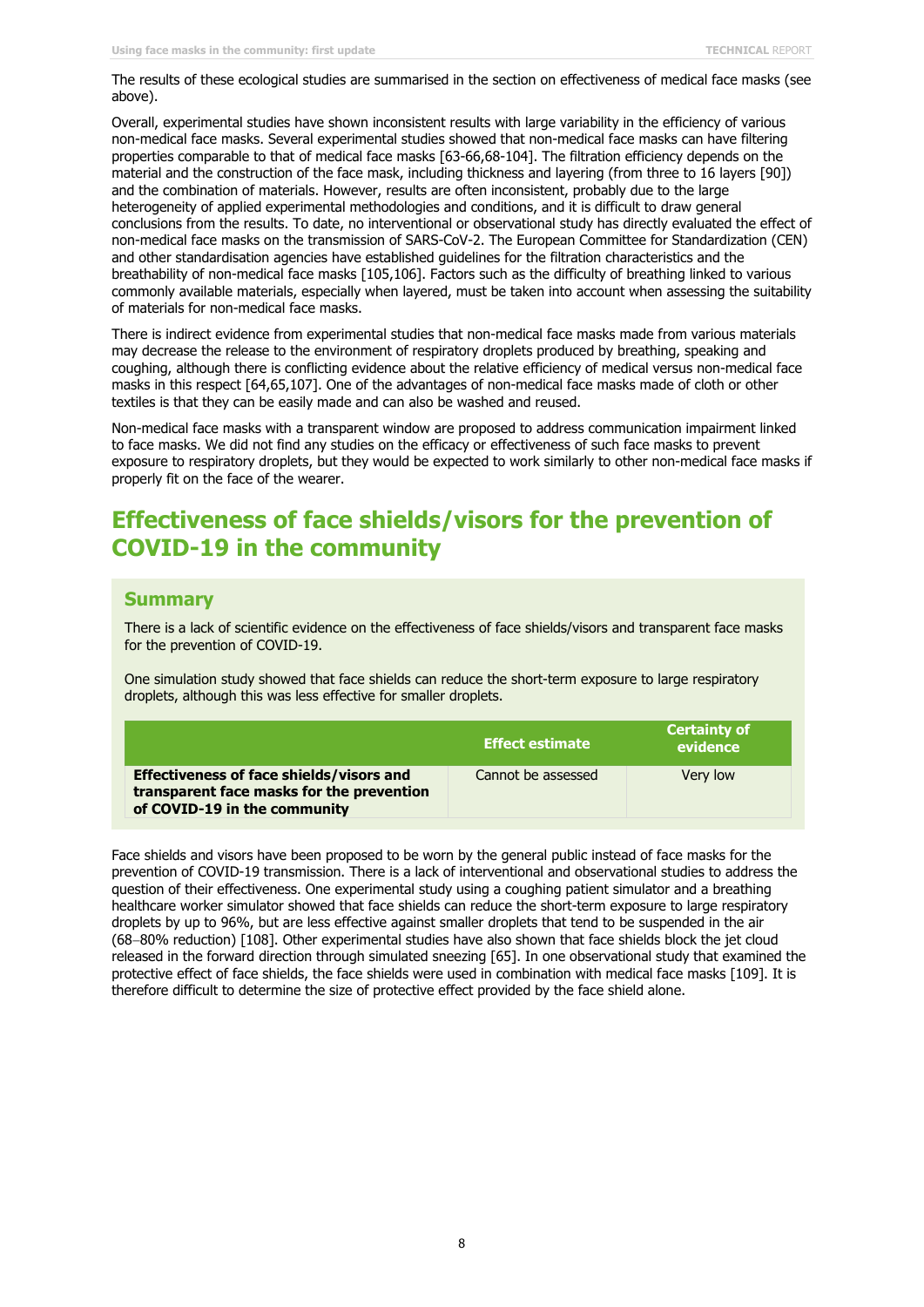The results of these ecological studies are summarised in the section on effectiveness of medical face masks (see above).

Overall, experimental studies have shown inconsistent results with large variability in the efficiency of various non-medical face masks. Several experimental studies showed that non-medical face masks can have filtering properties comparable to that of medical face masks [63-66,68-104]. The filtration efficiency depends on the material and the construction of the face mask, including thickness and layering (from three to 16 layers [90]) and the combination of materials. However, results are often inconsistent, probably due to the large heterogeneity of applied experimental methodologies and conditions, and it is difficult to draw general conclusions from the results. To date, no interventional or observational study has directly evaluated the effect of non-medical face masks on the transmission of SARS-CoV-2. The European Committee for Standardization (CEN) and other standardisation agencies have established guidelines for the filtration characteristics and the breathability of non-medical face masks [105,106]. Factors such as the difficulty of breathing linked to various commonly available materials, especially when layered, must be taken into account when assessing the suitability of materials for non-medical face masks.

There is indirect evidence from experimental studies that non-medical face masks made from various materials may decrease the release to the environment of respiratory droplets produced by breathing, speaking and coughing, although there is conflicting evidence about the relative efficiency of medical versus non-medical face masks in this respect [64,65,107]. One of the advantages of non-medical face masks made of cloth or other textiles is that they can be easily made and can also be washed and reused.

Non-medical face masks with a transparent window are proposed to address communication impairment linked to face masks. We did not find any studies on the efficacy or effectiveness of such face masks to prevent exposure to respiratory droplets, but they would be expected to work similarly to other non-medical face masks if properly fit on the face of the wearer.

# Effectiveness of face shields/visors for the prevention of COVID-19 in the community

## Summary

There is a lack of scientific evidence on the effectiveness of face shields/visors and transparent face masks for the prevention of COVID-19.

One simulation study showed that face shields can reduce the short-term exposure to large respiratory droplets, although this was less effective for smaller droplets.

| | Effect estimate | Certainty of evidence |
|---|---|---|
| **Effectiveness of face shields/visors and transparent face masks for the prevention of COVID-19 in the community** | Cannot be assessed | Very low |

Face shields and visors have been proposed to be worn by the general public instead of face masks for the prevention of COVID-19 transmission. There is a lack of interventional and observational studies to address the question of their effectiveness. One experimental study using a coughing patient simulator and a breathing healthcare worker simulator showed that face shields can reduce the short-term exposure to large respiratory droplets by up to 96%, but are less effective against smaller droplets that tend to be suspended in the air (68–80% reduction) [108]. Other experimental studies have also shown that face shields block the jet cloud released in the forward direction through simulated sneezing [65]. In one observational study that examined the protective effect of face shields, the face shields were used in combination with medical face masks [109]. It is therefore difficult to determine the size of protective effect provided by the face shield alone.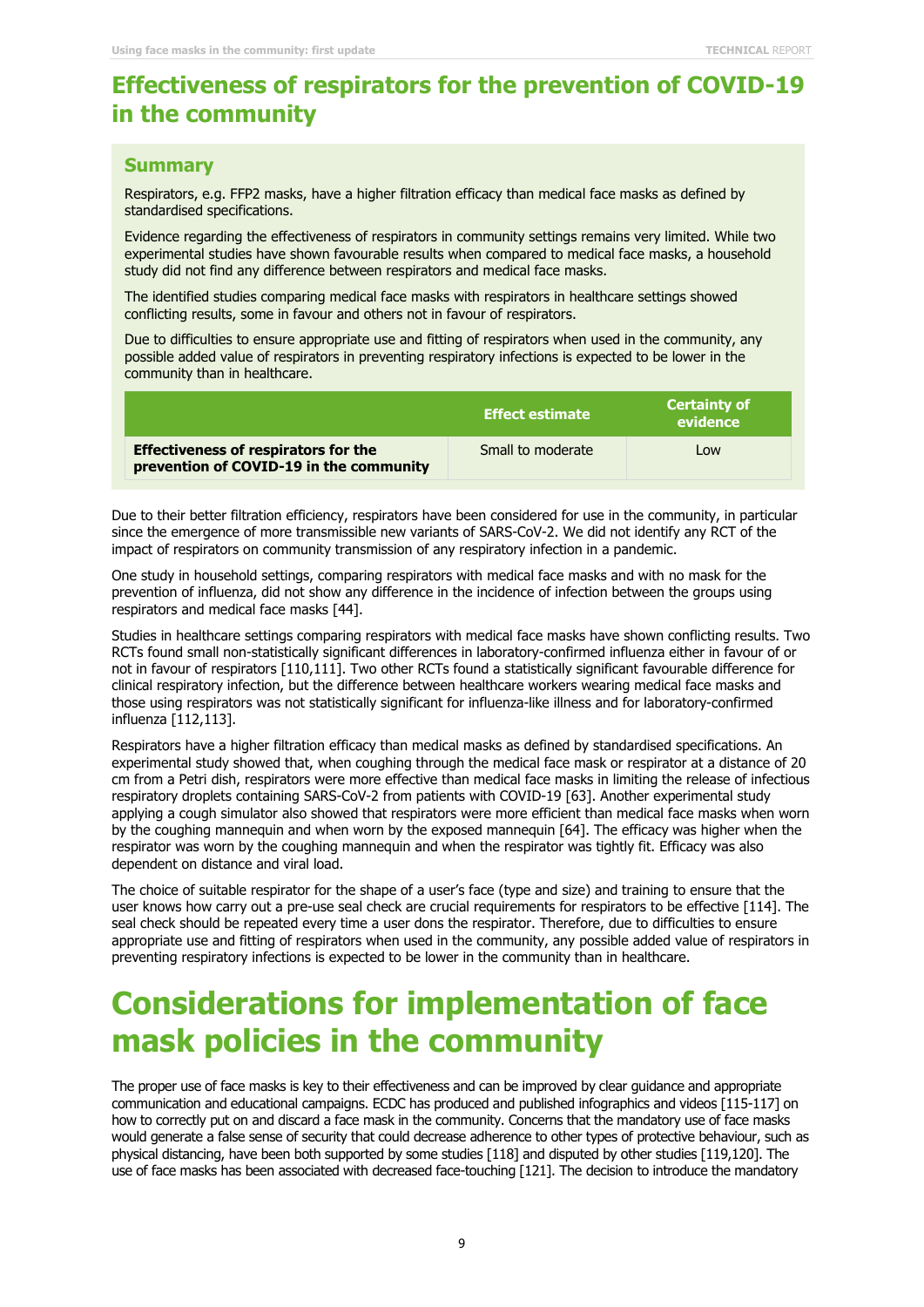## Effectiveness of respirators for the prevention of COVID-19 in the community

### Summary

Respirators, e.g. FFP2 masks, have a higher filtration efficacy than medical face masks as defined by standardised specifications.

Evidence regarding the effectiveness of respirators in community settings remains very limited. While two experimental studies have shown favourable results when compared to medical face masks, a household study did not find any difference between respirators and medical face masks.

The identified studies comparing medical face masks with respirators in healthcare settings showed conflicting results, some in favour and others not in favour of respirators.

Due to difficulties to ensure appropriate use and fitting of respirators when used in the community, any possible added value of respirators in preventing respiratory infections is expected to be lower in the community than in healthcare.

| | Effect estimate | Certainty of evidence |
|---|---|---|
| **Effectiveness of respirators for the prevention of COVID-19 in the community** | Small to moderate | Low |

Due to their better filtration efficiency, respirators have been considered for use in the community, in particular since the emergence of more transmissible new variants of SARS-CoV-2. We did not identify any RCT of the impact of respirators on community transmission of any respiratory infection in a pandemic.

One study in household settings, comparing respirators with medical face masks and with no mask for the prevention of influenza, did not show any difference in the incidence of infection between the groups using respirators and medical face masks [44].

Studies in healthcare settings comparing respirators with medical face masks have shown conflicting results. Two RCTs found small non-statistically significant differences in laboratory-confirmed influenza either in favour of or not in favour of respirators [110,111]. Two other RCTs found a statistically significant favourable difference for clinical respiratory infection, but the difference between healthcare workers wearing medical face masks and those using respirators was not statistically significant for influenza-like illness and for laboratory-confirmed influenza [112,113].

Respirators have a higher filtration efficacy than medical masks as defined by standardised specifications. An experimental study showed that, when coughing through the medical face mask or respirator at a distance of 20 cm from a Petri dish, respirators were more effective than medical face masks in limiting the release of infectious respiratory droplets containing SARS-CoV-2 from patients with COVID-19 [63]. Another experimental study applying a cough simulator also showed that respirators were more efficient than medical face masks when worn by the coughing mannequin and when worn by the exposed mannequin [64]. The efficacy was higher when the respirator was worn by the coughing mannequin and when the respirator was tightly fit. Efficacy was also dependent on distance and viral load.

The choice of suitable respirator for the shape of a user's face (type and size) and training to ensure that the user knows how carry out a pre-use seal check are crucial requirements for respirators to be effective [114]. The seal check should be repeated every time a user dons the respirator. Therefore, due to difficulties to ensure appropriate use and fitting of respirators when used in the community, any possible added value of respirators in preventing respiratory infections is expected to be lower in the community than in healthcare.

# Considerations for implementation of face mask policies in the community

The proper use of face masks is key to their effectiveness and can be improved by clear guidance and appropriate communication and educational campaigns. ECDC has produced and published infographics and videos [115-117] on how to correctly put on and discard a face mask in the community. Concerns that the mandatory use of face masks would generate a false sense of security that could decrease adherence to other types of protective behaviour, such as physical distancing, have been both supported by some studies [118] and disputed by other studies [119,120]. The use of face masks has been associated with decreased face-touching [121]. The decision to introduce the mandatory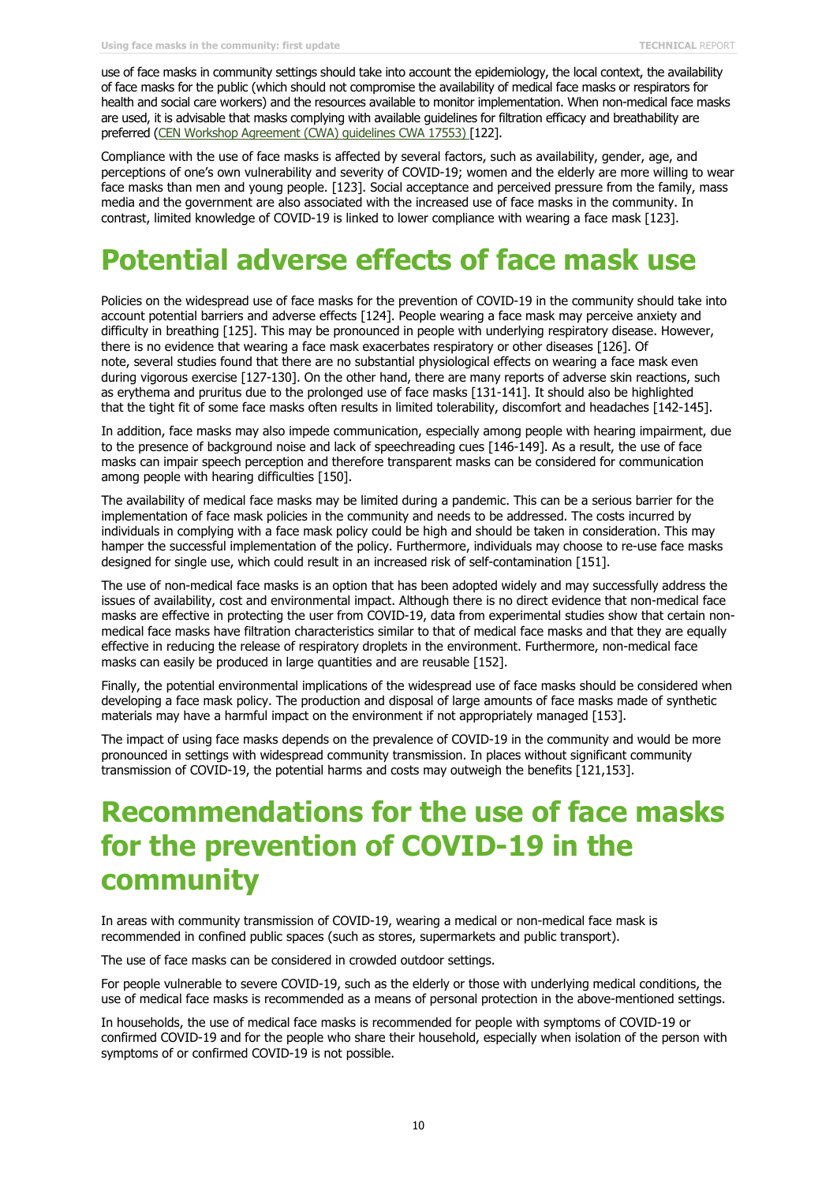use of face masks in community settings should take into account the epidemiology, the local context, the availability of face masks for the public (which should not compromise the availability of medical face masks or respirators for health and social care workers) and the resources available to monitor implementation. When non-medical face masks are used, it is advisable that masks complying with available guidelines for filtration efficacy and breathability are preferred (CEN Workshop Agreement (CWA) guidelines CWA 17553) [122].

Compliance with the use of face masks is affected by several factors, such as availability, gender, age, and perceptions of one's own vulnerability and severity of COVID-19; women and the elderly are more willing to wear face masks than men and young people. [123]. Social acceptance and perceived pressure from the family, mass media and the government are also associated with the increased use of face masks in the community. In contrast, limited knowledge of COVID-19 is linked to lower compliance with wearing a face mask [123].

# Potential adverse effects of face mask use

Policies on the widespread use of face masks for the prevention of COVID-19 in the community should take into account potential barriers and adverse effects [124]. People wearing a face mask may perceive anxiety and difficulty in breathing [125]. This may be pronounced in people with underlying respiratory disease. However, there is no evidence that wearing a face mask exacerbates respiratory or other diseases [126]. Of note, several studies found that there are no substantial physiological effects on wearing a face mask even during vigorous exercise [127-130]. On the other hand, there are many reports of adverse skin reactions, such as erythema and pruritus due to the prolonged use of face masks [131-141]. It should also be highlighted that the tight fit of some face masks often results in limited tolerability, discomfort and headaches [142-145].

In addition, face masks may also impede communication, especially among people with hearing impairment, due to the presence of background noise and lack of speechreading cues [146-149]. As a result, the use of face masks can impair speech perception and therefore transparent masks can be considered for communication among people with hearing difficulties [150].

The availability of medical face masks may be limited during a pandemic. This can be a serious barrier for the implementation of face mask policies in the community and needs to be addressed. The costs incurred by individuals in complying with a face mask policy could be high and should be taken in consideration. This may hamper the successful implementation of the policy. Furthermore, individuals may choose to re-use face masks designed for single use, which could result in an increased risk of self-contamination [151].

The use of non-medical face masks is an option that has been adopted widely and may successfully address the issues of availability, cost and environmental impact. Although there is no direct evidence that non-medical face masks are effective in protecting the user from COVID-19, data from experimental studies show that certain non-medical face masks have filtration characteristics similar to that of medical face masks and that they are equally effective in reducing the release of respiratory droplets in the environment. Furthermore, non-medical face masks can easily be produced in large quantities and are reusable [152].

Finally, the potential environmental implications of the widespread use of face masks should be considered when developing a face mask policy. The production and disposal of large amounts of face masks made of synthetic materials may have a harmful impact on the environment if not appropriately managed [153].

The impact of using face masks depends on the prevalence of COVID-19 in the community and would be more pronounced in settings with widespread community transmission. In places without significant community transmission of COVID-19, the potential harms and costs may outweigh the benefits [121,153].

# Recommendations for the use of face masks for the prevention of COVID-19 in the community

In areas with community transmission of COVID-19, wearing a medical or non-medical face mask is recommended in confined public spaces (such as stores, supermarkets and public transport).

The use of face masks can be considered in crowded outdoor settings.

For people vulnerable to severe COVID-19, such as the elderly or those with underlying medical conditions, the use of medical face masks is recommended as a means of personal protection in the above-mentioned settings.

In households, the use of medical face masks is recommended for people with symptoms of COVID-19 or confirmed COVID-19 and for the people who share their household, especially when isolation of the person with symptoms of or confirmed COVID-19 is not possible.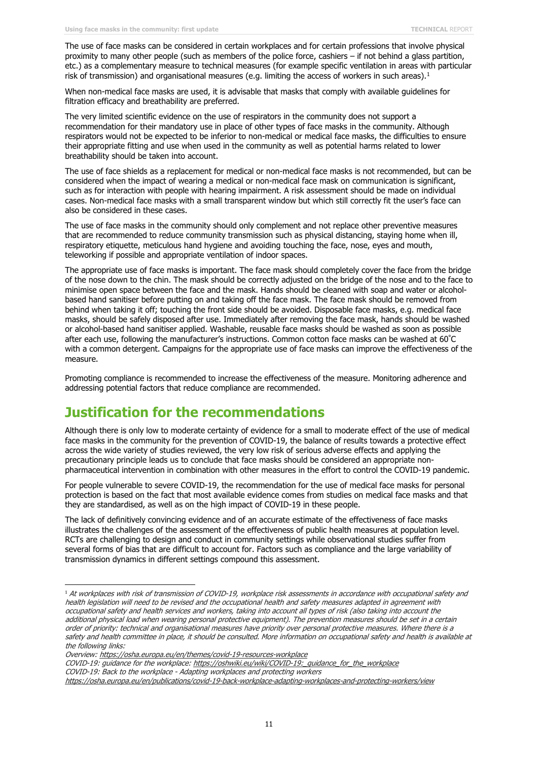The use of face masks can be considered in certain workplaces and for certain professions that involve physical proximity to many other people (such as members of the police force, cashiers – if not behind a glass partition, etc.) as a complementary measure to technical measures (for example specific ventilation in areas with particular risk of transmission) and organisational measures (e.g. limiting the access of workers in such areas).[1]

When non-medical face masks are used, it is advisable that masks that comply with available guidelines for filtration efficacy and breathability are preferred.

The very limited scientific evidence on the use of respirators in the community does not support a recommendation for their mandatory use in place of other types of face masks in the community. Although respirators would not be expected to be inferior to non-medical or medical face masks, the difficulties to ensure their appropriate fitting and use when used in the community as well as potential harms related to lower breathability should be taken into account.

The use of face shields as a replacement for medical or non-medical face masks is not recommended, but can be considered when the impact of wearing a medical or non-medical face mask on communication is significant, such as for interaction with people with hearing impairment. A risk assessment should be made on individual cases. Non-medical face masks with a small transparent window but which still correctly fit the user's face can also be considered in these cases.

The use of face masks in the community should only complement and not replace other preventive measures that are recommended to reduce community transmission such as physical distancing, staying home when ill, respiratory etiquette, meticulous hand hygiene and avoiding touching the face, nose, eyes and mouth, teleworking if possible and appropriate ventilation of indoor spaces.

The appropriate use of face masks is important. The face mask should completely cover the face from the bridge of the nose down to the chin. The mask should be correctly adjusted on the bridge of the nose and to the face to minimise open space between the face and the mask. Hands should be cleaned with soap and water or alcohol-based hand sanitiser before putting on and taking off the face mask. The face mask should be removed from behind when taking it off; touching the front side should be avoided. Disposable face masks, e.g. medical face masks, should be safely disposed after use. Immediately after removing the face mask, hands should be washed or alcohol-based hand sanitiser applied. Washable, reusable face masks should be washed as soon as possible after each use, following the manufacturer's instructions. Common cotton face masks can be washed at 60˚C with a common detergent. Campaigns for the appropriate use of face masks can improve the effectiveness of the measure.

Promoting compliance is recommended to increase the effectiveness of the measure. Monitoring adherence and addressing potential factors that reduce compliance are recommended.

# Justification for the recommendations

Although there is only low to moderate certainty of evidence for a small to moderate effect of the use of medical face masks in the community for the prevention of COVID-19, the balance of results towards a protective effect across the wide variety of studies reviewed, the very low risk of serious adverse effects and applying the precautionary principle leads us to conclude that face masks should be considered an appropriate non-pharmaceutical intervention in combination with other measures in the effort to control the COVID-19 pandemic.

For people vulnerable to severe COVID-19, the recommendation for the use of medical face masks for personal protection is based on the fact that most available evidence comes from studies on medical face masks and that they are standardised, as well as on the high impact of COVID-19 in these people.

The lack of definitively convincing evidence and of an accurate estimate of the effectiveness of face masks illustrates the challenges of the assessment of the effectiveness of public health measures at population level. RCTs are challenging to design and conduct in community settings while observational studies suffer from several forms of bias that are difficult to account for. Factors such as compliance and the large variability of transmission dynamics in different settings compound this assessment.

---

[1] *At workplaces with risk of transmission of COVID-19, workplace risk assessments in accordance with occupational safety and health legislation will need to be revised and the occupational health and safety measures adapted in agreement with occupational safety and health services and workers, taking into account all types of risk (also taking into account the additional physical load when wearing personal protective equipment). The prevention measures should be set in a certain order of priority: technical and organisational measures have priority over personal protective measures. Where there is a safety and health committee in place, it should be consulted. More information on occupational safety and health is available at the following links:*

*Overview: https://osha.europa.eu/en/themes/covid-19-resources-workplace*

*COVID-19: guidance for the workplace: https://oshwiki.eu/wiki/COVID-19:_guidance_for_the_workplace*

*COVID-19: Back to the workplace - Adapting workplaces and protecting workers*

*https://osha.europa.eu/en/publications/covid-19-back-workplace-adapting-workplaces-and-protecting-workers/view*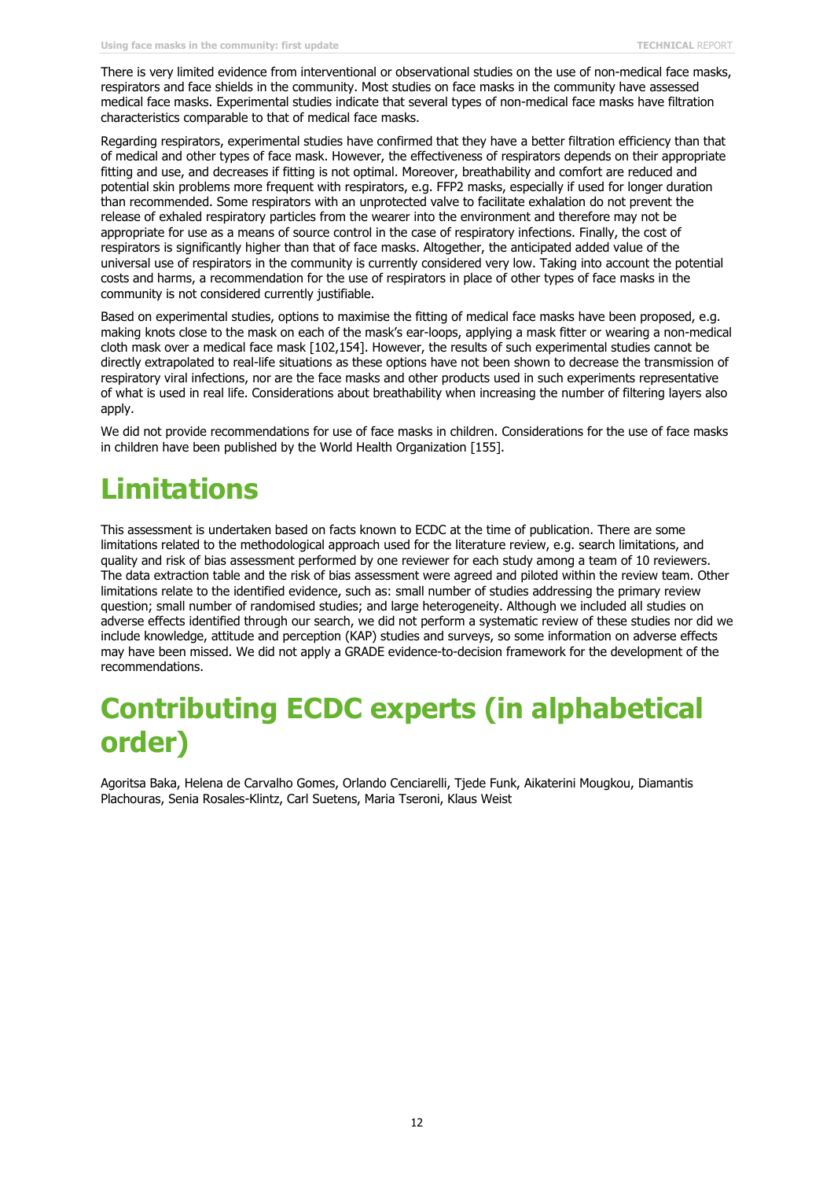There is very limited evidence from interventional or observational studies on the use of non-medical face masks, respirators and face shields in the community. Most studies on face masks in the community have assessed medical face masks. Experimental studies indicate that several types of non-medical face masks have filtration characteristics comparable to that of medical face masks.

Regarding respirators, experimental studies have confirmed that they have a better filtration efficiency than that of medical and other types of face mask. However, the effectiveness of respirators depends on their appropriate fitting and use, and decreases if fitting is not optimal. Moreover, breathability and comfort are reduced and potential skin problems more frequent with respirators, e.g. FFP2 masks, especially if used for longer duration than recommended. Some respirators with an unprotected valve to facilitate exhalation do not prevent the release of exhaled respiratory particles from the wearer into the environment and therefore may not be appropriate for use as a means of source control in the case of respiratory infections. Finally, the cost of respirators is significantly higher than that of face masks. Altogether, the anticipated added value of the universal use of respirators in the community is currently considered very low. Taking into account the potential costs and harms, a recommendation for the use of respirators in place of other types of face masks in the community is not considered currently justifiable.

Based on experimental studies, options to maximise the fitting of medical face masks have been proposed, e.g. making knots close to the mask on each of the mask's ear-loops, applying a mask fitter or wearing a non-medical cloth mask over a medical face mask [102,154]. However, the results of such experimental studies cannot be directly extrapolated to real-life situations as these options have not been shown to decrease the transmission of respiratory viral infections, nor are the face masks and other products used in such experiments representative of what is used in real life. Considerations about breathability when increasing the number of filtering layers also apply.

We did not provide recommendations for use of face masks in children. Considerations for the use of face masks in children have been published by the World Health Organization [155].

# Limitations

This assessment is undertaken based on facts known to ECDC at the time of publication. There are some limitations related to the methodological approach used for the literature review, e.g. search limitations, and quality and risk of bias assessment performed by one reviewer for each study among a team of 10 reviewers. The data extraction table and the risk of bias assessment were agreed and piloted within the review team. Other limitations relate to the identified evidence, such as: small number of studies addressing the primary review question; small number of randomised studies; and large heterogeneity. Although we included all studies on adverse effects identified through our search, we did not perform a systematic review of these studies nor did we include knowledge, attitude and perception (KAP) studies and surveys, so some information on adverse effects may have been missed. We did not apply a GRADE evidence-to-decision framework for the development of the recommendations.

# Contributing ECDC experts (in alphabetical order)

Agoritsa Baka, Helena de Carvalho Gomes, Orlando Cenciarelli, Tjede Funk, Aikaterini Mougkou, Diamantis Plachouras, Senia Rosales-Klintz, Carl Suetens, Maria Tseroni, Klaus Weist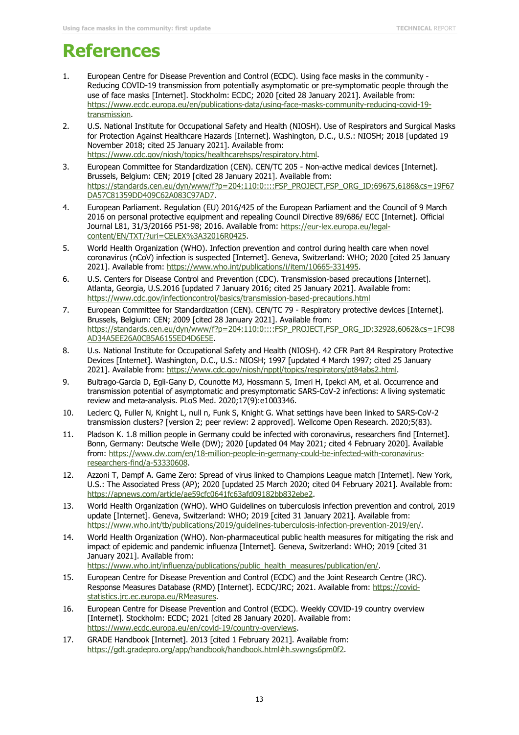# References

1. European Centre for Disease Prevention and Control (ECDC). Using face masks in the community - Reducing COVID-19 transmission from potentially asymptomatic or pre-symptomatic people through the use of face masks [Internet]. Stockholm: ECDC; 2020 [cited 28 January 2021]. Available from: https://www.ecdc.europa.eu/en/publications-data/using-face-masks-community-reducing-covid-19-transmission.
2. U.S. National Institute for Occupational Safety and Health (NIOSH). Use of Respirators and Surgical Masks for Protection Against Healthcare Hazards [Internet]. Washington, D.C., U.S.: NIOSH; 2018 [updated 19 November 2018; cited 25 January 2021]. Available from: https://www.cdc.gov/niosh/topics/healthcarehsps/respiratory.html.
3. European Committee for Standardization (CEN). CEN/TC 205 - Non-active medical devices [Internet]. Brussels, Belgium: CEN; 2019 [cited 28 January 2021]. Available from: https://standards.cen.eu/dyn/www/f?p=204:110:0::::FSP_PROJECT,FSP_ORG_ID:69675,6186&cs=19F67DA57C81359DD409C62A083C97AD7.
4. European Parliament. Regulation (EU) 2016/425 of the European Parliament and the Council of 9 March 2016 on personal protective equipment and repealing Council Directive 89/686/ ECC [Internet]. Official Journal L81, 31/3/20166 P51-98; 2016. Available from: https://eur-lex.europa.eu/legal-content/EN/TXT/?uri=CELEX%3A32016R0425.
5. World Health Organization (WHO). Infection prevention and control during health care when novel coronavirus (nCoV) infection is suspected [Internet]. Geneva, Switzerland: WHO; 2020 [cited 25 January 2021]. Available from: https://www.who.int/publications/i/item/10665-331495.
6. U.S. Centers for Disease Control and Prevention (CDC). Transmission-based precautions [Internet]. Atlanta, Georgia, U.S.2016 [updated 7 January 2016; cited 25 January 2021]. Available from: https://www.cdc.gov/infectioncontrol/basics/transmission-based-precautions.html
7. European Committee for Standardization (CEN). CEN/TC 79 - Respiratory protective devices [Internet]. Brussels, Belgium: CEN; 2009 [cited 28 January 2021]. Available from: https://standards.cen.eu/dyn/www/f?p=204:110:0::::FSP_PROJECT,FSP_ORG_ID:32928,6062&cs=1FC98AD34A5EE26A0CB5A6155ED4D6E5E.
8. U.s. National Institute for Occupational Safety and Health (NIOSH). 42 CFR Part 84 Respiratory Protective Devices [Internet]. Washington, D.C., U.S.: NIOSH; 1997 [updated 4 March 1997; cited 25 January 2021]. Available from: https://www.cdc.gov/niosh/npptl/topics/respirators/pt84abs2.html.
9. Buitrago-Garcia D, Egli-Gany D, Counotte MJ, Hossmann S, Imeri H, Ipekci AM, et al. Occurrence and transmission potential of asymptomatic and presymptomatic SARS-CoV-2 infections: A living systematic review and meta-analysis. PLoS Med. 2020;17(9):e1003346.
10. Leclerc Q, Fuller N, Knight L, null n, Funk S, Knight G. What settings have been linked to SARS-CoV-2 transmission clusters? [version 2; peer review: 2 approved]. Wellcome Open Research. 2020;5(83).
11. Pladson K. 1.8 million people in Germany could be infected with coronavirus, researchers find [Internet]. Bonn, Germany: Deutsche Welle (DW); 2020 [updated 04 May 2021; cited 4 February 2020]. Available from: https://www.dw.com/en/18-million-people-in-germany-could-be-infected-with-coronavirus-researchers-find/a-53330608.
12. Azzoni T, Dampf A. Game Zero: Spread of virus linked to Champions League match [Internet]. New York, U.S.: The Associated Press (AP); 2020 [updated 25 March 2020; cited 04 February 2021]. Available from: https://apnews.com/article/ae59cfc0641fc63afd09182bb832ebe2.
13. World Health Organization (WHO). WHO Guidelines on tuberculosis infection prevention and control, 2019 update [Internet]. Geneva, Switzerland: WHO; 2019 [cited 31 January 2021]. Available from: https://www.who.int/tb/publications/2019/guidelines-tuberculosis-infection-prevention-2019/en/.
14. World Health Organization (WHO). Non-pharmaceutical public health measures for mitigating the risk and impact of epidemic and pandemic influenza [Internet]. Geneva, Switzerland: WHO; 2019 [cited 31 January 2021]. Available from: https://www.who.int/influenza/publications/public_health_measures/publication/en/.
15. European Centre for Disease Prevention and Control (ECDC) and the Joint Research Centre (JRC). Response Measures Database (RMD) [Internet]. ECDC/JRC; 2021. Available from: https://covid-statistics.jrc.ec.europa.eu/RMeasures.
16. European Centre for Disease Prevention and Control (ECDC). Weekly COVID-19 country overview [Internet]. Stockholm: ECDC; 2021 [cited 28 January 2020]. Available from: https://www.ecdc.europa.eu/en/covid-19/country-overviews.
17. GRADE Handbook [Internet]. 2013 [cited 1 February 2021]. Available from: https://gdt.gradepro.org/app/handbook/handbook.html#h.svwngs6pm0f2.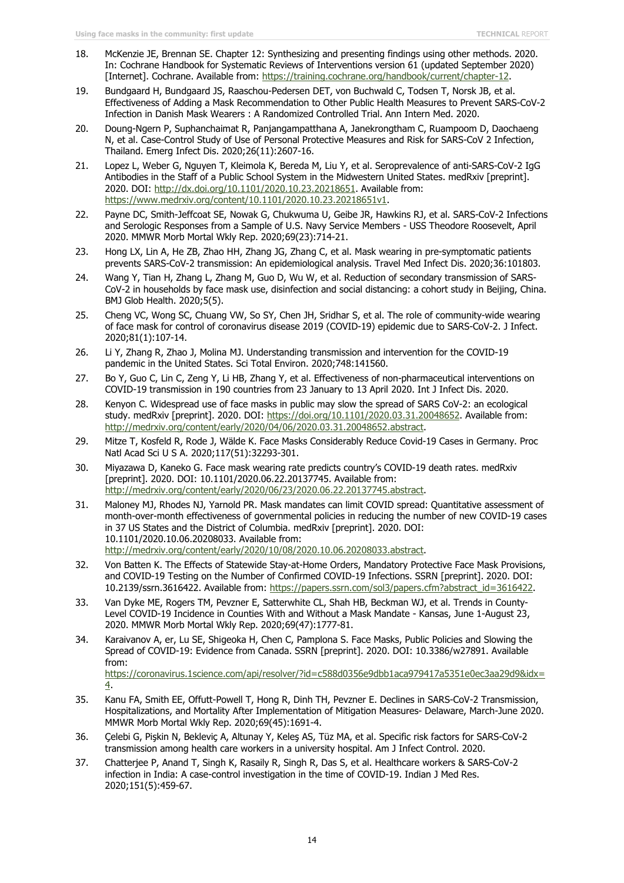18. McKenzie JE, Brennan SE. Chapter 12: Synthesizing and presenting findings using other methods. 2020. In: Cochrane Handbook for Systematic Reviews of Interventions version 61 (updated September 2020) [Internet]. Cochrane. Available from: https://training.cochrane.org/handbook/current/chapter-12.
19. Bundgaard H, Bundgaard JS, Raaschou-Pedersen DET, von Buchwald C, Todsen T, Norsk JB, et al. Effectiveness of Adding a Mask Recommendation to Other Public Health Measures to Prevent SARS-CoV-2 Infection in Danish Mask Wearers : A Randomized Controlled Trial. Ann Intern Med. 2020.
20. Doung-Ngern P, Suphanchaimat R, Panjangampatthana A, Janekrongtham C, Ruampoom D, Daochaeng N, et al. Case-Control Study of Use of Personal Protective Measures and Risk for SARS-CoV 2 Infection, Thailand. Emerg Infect Dis. 2020;26(11):2607-16.
21. Lopez L, Weber G, Nguyen T, Kleimola K, Bereda M, Liu Y, et al. Seroprevalence of anti-SARS-CoV-2 IgG Antibodies in the Staff of a Public School System in the Midwestern United States. medRxiv [preprint]. 2020. DOI: http://dx.doi.org/10.1101/2020.10.23.20218651. Available from: https://www.medrxiv.org/content/10.1101/2020.10.23.20218651v1.
22. Payne DC, Smith-Jeffcoat SE, Nowak G, Chukwuma U, Geibe JR, Hawkins RJ, et al. SARS-CoV-2 Infections and Serologic Responses from a Sample of U.S. Navy Service Members - USS Theodore Roosevelt, April 2020. MMWR Morb Mortal Wkly Rep. 2020;69(23):714-21.
23. Hong LX, Lin A, He ZB, Zhao HH, Zhang JG, Zhang C, et al. Mask wearing in pre-symptomatic patients prevents SARS-CoV-2 transmission: An epidemiological analysis. Travel Med Infect Dis. 2020;36:101803.
24. Wang Y, Tian H, Zhang L, Zhang M, Guo D, Wu W, et al. Reduction of secondary transmission of SARS-CoV-2 in households by face mask use, disinfection and social distancing: a cohort study in Beijing, China. BMJ Glob Health. 2020;5(5).
25. Cheng VC, Wong SC, Chuang VW, So SY, Chen JH, Sridhar S, et al. The role of community-wide wearing of face mask for control of coronavirus disease 2019 (COVID-19) epidemic due to SARS-CoV-2. J Infect. 2020;81(1):107-14.
26. Li Y, Zhang R, Zhao J, Molina MJ. Understanding transmission and intervention for the COVID-19 pandemic in the United States. Sci Total Environ. 2020;748:141560.
27. Bo Y, Guo C, Lin C, Zeng Y, Li HB, Zhang Y, et al. Effectiveness of non-pharmaceutical interventions on COVID-19 transmission in 190 countries from 23 January to 13 April 2020. Int J Infect Dis. 2020.
28. Kenyon C. Widespread use of face masks in public may slow the spread of SARS CoV-2: an ecological study. medRxiv [preprint]. 2020. DOI: https://doi.org/10.1101/2020.03.31.20048652. Available from: http://medrxiv.org/content/early/2020/04/06/2020.03.31.20048652.abstract.
29. Mitze T, Kosfeld R, Rode J, Wälde K. Face Masks Considerably Reduce Covid-19 Cases in Germany. Proc Natl Acad Sci U S A. 2020;117(51):32293-301.
30. Miyazawa D, Kaneko G. Face mask wearing rate predicts country's COVID-19 death rates. medRxiv [preprint]. 2020. DOI: 10.1101/2020.06.22.20137745. Available from: http://medrxiv.org/content/early/2020/06/23/2020.06.22.20137745.abstract.
31. Maloney MJ, Rhodes NJ, Yarnold PR. Mask mandates can limit COVID spread: Quantitative assessment of month-over-month effectiveness of governmental policies in reducing the number of new COVID-19 cases in 37 US States and the District of Columbia. medRxiv [preprint]. 2020. DOI: 10.1101/2020.10.06.20208033. Available from: http://medrxiv.org/content/early/2020/10/08/2020.10.06.20208033.abstract.
32. Von Batten K. The Effects of Statewide Stay-at-Home Orders, Mandatory Protective Face Mask Provisions, and COVID-19 Testing on the Number of Confirmed COVID-19 Infections. SSRN [preprint]. 2020. DOI: 10.2139/ssrn.3616422. Available from: https://papers.ssrn.com/sol3/papers.cfm?abstract_id=3616422.
33. Van Dyke ME, Rogers TM, Pevzner E, Satterwhite CL, Shah HB, Beckman WJ, et al. Trends in County-Level COVID-19 Incidence in Counties With and Without a Mask Mandate - Kansas, June 1-August 23, 2020. MMWR Morb Mortal Wkly Rep. 2020;69(47):1777-81.
34. Karaivanov A, er, Lu SE, Shigeoka H, Chen C, Pamplona S. Face Masks, Public Policies and Slowing the Spread of COVID-19: Evidence from Canada. SSRN [preprint]. 2020. DOI: 10.3386/w27891. Available from: https://coronavirus.1science.com/api/resolver/?id=c588d0356e9dbb1aca979417a5351e0ec3aa29d9&idx=4.
35. Kanu FA, Smith EE, Offutt-Powell T, Hong R, Dinh TH, Pevzner E. Declines in SARS-CoV-2 Transmission, Hospitalizations, and Mortality After Implementation of Mitigation Measures- Delaware, March-June 2020. MMWR Morb Mortal Wkly Rep. 2020;69(45):1691-4.
36. Çelebi G, Pişkin N, Bekleviç A, Altunay Y, Keleş AS, Tüz MA, et al. Specific risk factors for SARS-CoV-2 transmission among health care workers in a university hospital. Am J Infect Control. 2020.
37. Chatterjee P, Anand T, Singh K, Rasaily R, Singh R, Das S, et al. Healthcare workers & SARS-CoV-2 infection in India: A case-control investigation in the time of COVID-19. Indian J Med Res. 2020;151(5):459-67.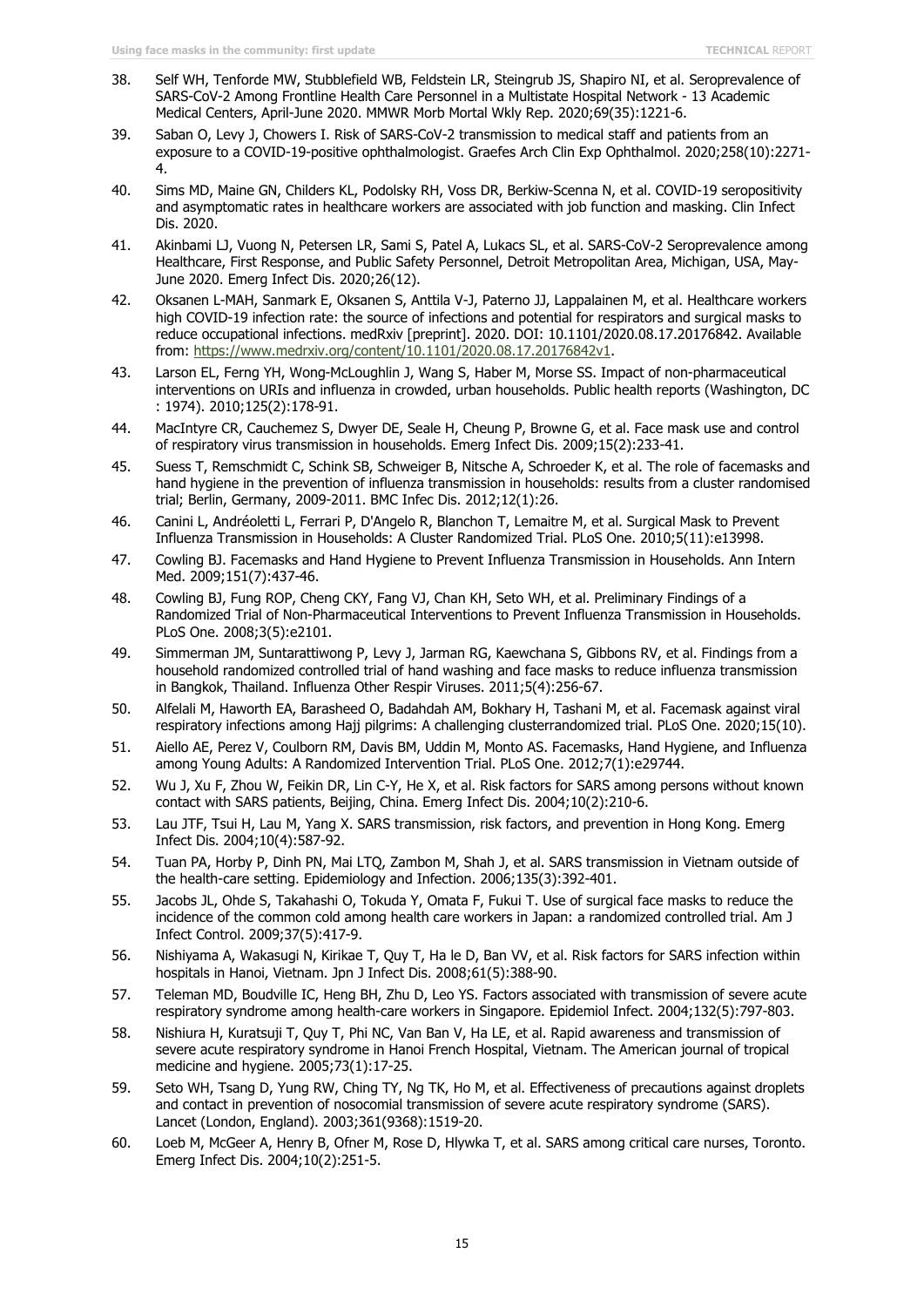38. Self WH, Tenforde MW, Stubblefield WB, Feldstein LR, Steingrub JS, Shapiro NI, et al. Seroprevalence of SARS-CoV-2 Among Frontline Health Care Personnel in a Multistate Hospital Network - 13 Academic Medical Centers, April-June 2020. MMWR Morb Mortal Wkly Rep. 2020;69(35):1221-6.
39. Saban O, Levy J, Chowers I. Risk of SARS-CoV-2 transmission to medical staff and patients from an exposure to a COVID-19-positive ophthalmologist. Graefes Arch Clin Exp Ophthalmol. 2020;258(10):2271-4.
40. Sims MD, Maine GN, Childers KL, Podolsky RH, Voss DR, Berkiw-Scenna N, et al. COVID-19 seropositivity and asymptomatic rates in healthcare workers are associated with job function and masking. Clin Infect Dis. 2020.
41. Akinbami LJ, Vuong N, Petersen LR, Sami S, Patel A, Lukacs SL, et al. SARS-CoV-2 Seroprevalence among Healthcare, First Response, and Public Safety Personnel, Detroit Metropolitan Area, Michigan, USA, May-June 2020. Emerg Infect Dis. 2020;26(12).
42. Oksanen L-MAH, Sanmark E, Oksanen S, Anttila V-J, Paterno JJ, Lappalainen M, et al. Healthcare workers high COVID-19 infection rate: the source of infections and potential for respirators and surgical masks to reduce occupational infections. medRxiv [preprint]. 2020. DOI: 10.1101/2020.08.17.20176842. Available from: https://www.medrxiv.org/content/10.1101/2020.08.17.20176842v1.
43. Larson EL, Ferng YH, Wong-McLoughlin J, Wang S, Haber M, Morse SS. Impact of non-pharmaceutical interventions on URIs and influenza in crowded, urban households. Public health reports (Washington, DC : 1974). 2010;125(2):178-91.
44. MacIntyre CR, Cauchemez S, Dwyer DE, Seale H, Cheung P, Browne G, et al. Face mask use and control of respiratory virus transmission in households. Emerg Infect Dis. 2009;15(2):233-41.
45. Suess T, Remschmidt C, Schink SB, Schweiger B, Nitsche A, Schroeder K, et al. The role of facemasks and hand hygiene in the prevention of influenza transmission in households: results from a cluster randomised trial; Berlin, Germany, 2009-2011. BMC Infec Dis. 2012;12(1):26.
46. Canini L, Andréoletti L, Ferrari P, D'Angelo R, Blanchon T, Lemaitre M, et al. Surgical Mask to Prevent Influenza Transmission in Households: A Cluster Randomized Trial. PLoS One. 2010;5(11):e13998.
47. Cowling BJ. Facemasks and Hand Hygiene to Prevent Influenza Transmission in Households. Ann Intern Med. 2009;151(7):437-46.
48. Cowling BJ, Fung ROP, Cheng CKY, Fang VJ, Chan KH, Seto WH, et al. Preliminary Findings of a Randomized Trial of Non-Pharmaceutical Interventions to Prevent Influenza Transmission in Households. PLoS One. 2008;3(5):e2101.
49. Simmerman JM, Suntarattiwong P, Levy J, Jarman RG, Kaewchana S, Gibbons RV, et al. Findings from a household randomized controlled trial of hand washing and face masks to reduce influenza transmission in Bangkok, Thailand. Influenza Other Respir Viruses. 2011;5(4):256-67.
50. Alfelali M, Haworth EA, Barasheed O, Badahdah AM, Bokhary H, Tashani M, et al. Facemask against viral respiratory infections among Hajj pilgrims: A challenging clusterrandomized trial. PLoS One. 2020;15(10).
51. Aiello AE, Perez V, Coulborn RM, Davis BM, Uddin M, Monto AS. Facemasks, Hand Hygiene, and Influenza among Young Adults: A Randomized Intervention Trial. PLoS One. 2012;7(1):e29744.
52. Wu J, Xu F, Zhou W, Feikin DR, Lin C-Y, He X, et al. Risk factors for SARS among persons without known contact with SARS patients, Beijing, China. Emerg Infect Dis. 2004;10(2):210-6.
53. Lau JTF, Tsui H, Lau M, Yang X. SARS transmission, risk factors, and prevention in Hong Kong. Emerg Infect Dis. 2004;10(4):587-92.
54. Tuan PA, Horby P, Dinh PN, Mai LTQ, Zambon M, Shah J, et al. SARS transmission in Vietnam outside of the health-care setting. Epidemiology and Infection. 2006;135(3):392-401.
55. Jacobs JL, Ohde S, Takahashi O, Tokuda Y, Omata F, Fukui T. Use of surgical face masks to reduce the incidence of the common cold among health care workers in Japan: a randomized controlled trial. Am J Infect Control. 2009;37(5):417-9.
56. Nishiyama A, Wakasugi N, Kirikae T, Quy T, Ha le D, Ban VV, et al. Risk factors for SARS infection within hospitals in Hanoi, Vietnam. Jpn J Infect Dis. 2008;61(5):388-90.
57. Teleman MD, Boudville IC, Heng BH, Zhu D, Leo YS. Factors associated with transmission of severe acute respiratory syndrome among health-care workers in Singapore. Epidemiol Infect. 2004;132(5):797-803.
58. Nishiura H, Kuratsuji T, Quy T, Phi NC, Van Ban V, Ha LE, et al. Rapid awareness and transmission of severe acute respiratory syndrome in Hanoi French Hospital, Vietnam. The American journal of tropical medicine and hygiene. 2005;73(1):17-25.
59. Seto WH, Tsang D, Yung RW, Ching TY, Ng TK, Ho M, et al. Effectiveness of precautions against droplets and contact in prevention of nosocomial transmission of severe acute respiratory syndrome (SARS). Lancet (London, England). 2003;361(9368):1519-20.
60. Loeb M, McGeer A, Henry B, Ofner M, Rose D, Hlywka T, et al. SARS among critical care nurses, Toronto. Emerg Infect Dis. 2004;10(2):251-5.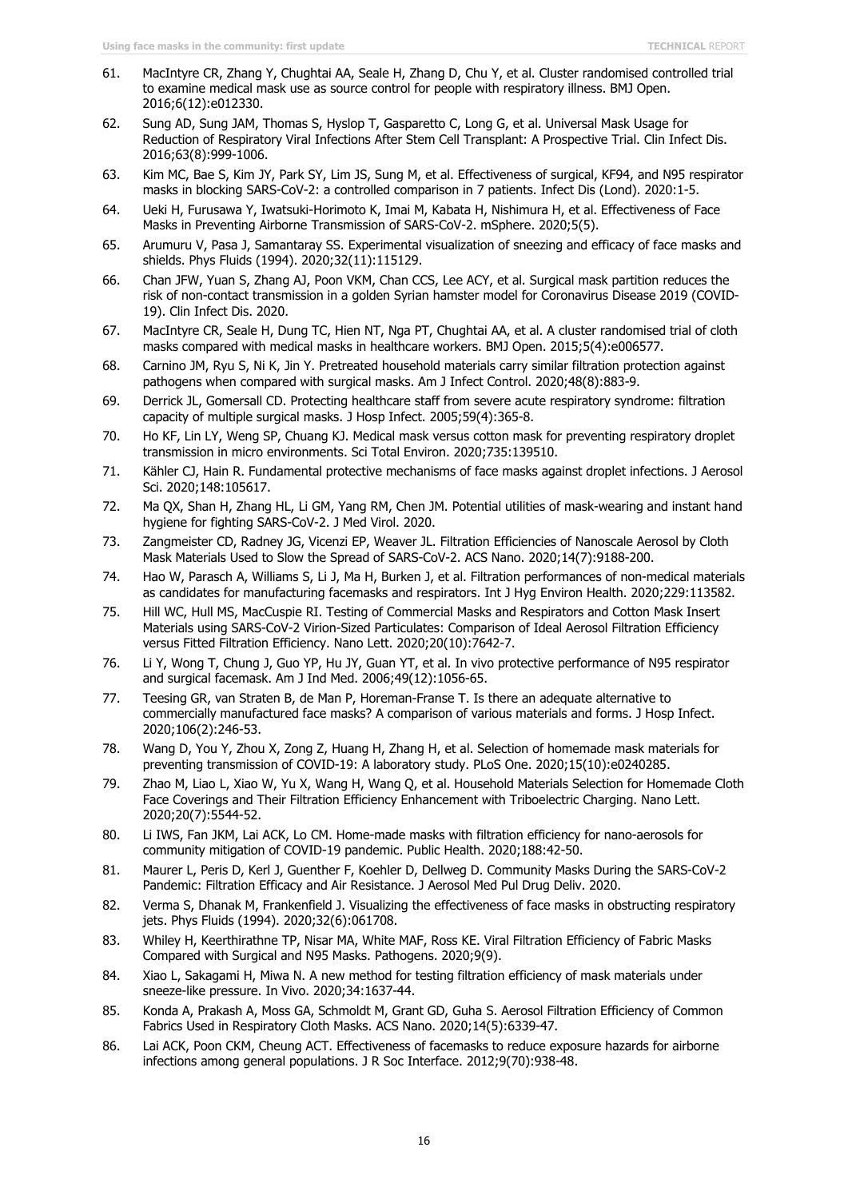61. MacIntyre CR, Zhang Y, Chughtai AA, Seale H, Zhang D, Chu Y, et al. Cluster randomised controlled trial to examine medical mask use as source control for people with respiratory illness. BMJ Open. 2016;6(12):e012330.
62. Sung AD, Sung JAM, Thomas S, Hyslop T, Gasparetto C, Long G, et al. Universal Mask Usage for Reduction of Respiratory Viral Infections After Stem Cell Transplant: A Prospective Trial. Clin Infect Dis. 2016;63(8):999-1006.
63. Kim MC, Bae S, Kim JY, Park SY, Lim JS, Sung M, et al. Effectiveness of surgical, KF94, and N95 respirator masks in blocking SARS-CoV-2: a controlled comparison in 7 patients. Infect Dis (Lond). 2020:1-5.
64. Ueki H, Furusawa Y, Iwatsuki-Horimoto K, Imai M, Kabata H, Nishimura H, et al. Effectiveness of Face Masks in Preventing Airborne Transmission of SARS-CoV-2. mSphere. 2020;5(5).
65. Arumuru V, Pasa J, Samantaray SS. Experimental visualization of sneezing and efficacy of face masks and shields. Phys Fluids (1994). 2020;32(11):115129.
66. Chan JFW, Yuan S, Zhang AJ, Poon VKM, Chan CCS, Lee ACY, et al. Surgical mask partition reduces the risk of non-contact transmission in a golden Syrian hamster model for Coronavirus Disease 2019 (COVID-19). Clin Infect Dis. 2020.
67. MacIntyre CR, Seale H, Dung TC, Hien NT, Nga PT, Chughtai AA, et al. A cluster randomised trial of cloth masks compared with medical masks in healthcare workers. BMJ Open. 2015;5(4):e006577.
68. Carnino JM, Ryu S, Ni K, Jin Y. Pretreated household materials carry similar filtration protection against pathogens when compared with surgical masks. Am J Infect Control. 2020;48(8):883-9.
69. Derrick JL, Gomersall CD. Protecting healthcare staff from severe acute respiratory syndrome: filtration capacity of multiple surgical masks. J Hosp Infect. 2005;59(4):365-8.
70. Ho KF, Lin LY, Weng SP, Chuang KJ. Medical mask versus cotton mask for preventing respiratory droplet transmission in micro environments. Sci Total Environ. 2020;735:139510.
71. Kähler CJ, Hain R. Fundamental protective mechanisms of face masks against droplet infections. J Aerosol Sci. 2020;148:105617.
72. Ma QX, Shan H, Zhang HL, Li GM, Yang RM, Chen JM. Potential utilities of mask-wearing and instant hand hygiene for fighting SARS-CoV-2. J Med Virol. 2020.
73. Zangmeister CD, Radney JG, Vicenzi EP, Weaver JL. Filtration Efficiencies of Nanoscale Aerosol by Cloth Mask Materials Used to Slow the Spread of SARS-CoV-2. ACS Nano. 2020;14(7):9188-200.
74. Hao W, Parasch A, Williams S, Li J, Ma H, Burken J, et al. Filtration performances of non-medical materials as candidates for manufacturing facemasks and respirators. Int J Hyg Environ Health. 2020;229:113582.
75. Hill WC, Hull MS, MacCuspie RI. Testing of Commercial Masks and Respirators and Cotton Mask Insert Materials using SARS-CoV-2 Virion-Sized Particulates: Comparison of Ideal Aerosol Filtration Efficiency versus Fitted Filtration Efficiency. Nano Lett. 2020;20(10):7642-7.
76. Li Y, Wong T, Chung J, Guo YP, Hu JY, Guan YT, et al. In vivo protective performance of N95 respirator and surgical facemask. Am J Ind Med. 2006;49(12):1056-65.
77. Teesing GR, van Straten B, de Man P, Horeman-Franse T. Is there an adequate alternative to commercially manufactured face masks? A comparison of various materials and forms. J Hosp Infect. 2020;106(2):246-53.
78. Wang D, You Y, Zhou X, Zong Z, Huang H, Zhang H, et al. Selection of homemade mask materials for preventing transmission of COVID-19: A laboratory study. PLoS One. 2020;15(10):e0240285.
79. Zhao M, Liao L, Xiao W, Yu X, Wang H, Wang Q, et al. Household Materials Selection for Homemade Cloth Face Coverings and Their Filtration Efficiency Enhancement with Triboelectric Charging. Nano Lett. 2020;20(7):5544-52.
80. Li IWS, Fan JKM, Lai ACK, Lo CM. Home-made masks with filtration efficiency for nano-aerosols for community mitigation of COVID-19 pandemic. Public Health. 2020;188:42-50.
81. Maurer L, Peris D, Kerl J, Guenther F, Koehler D, Dellweg D. Community Masks During the SARS-CoV-2 Pandemic: Filtration Efficacy and Air Resistance. J Aerosol Med Pul Drug Deliv. 2020.
82. Verma S, Dhanak M, Frankenfield J. Visualizing the effectiveness of face masks in obstructing respiratory jets. Phys Fluids (1994). 2020;32(6):061708.
83. Whiley H, Keerthirathne TP, Nisar MA, White MAF, Ross KE. Viral Filtration Efficiency of Fabric Masks Compared with Surgical and N95 Masks. Pathogens. 2020;9(9).
84. Xiao L, Sakagami H, Miwa N. A new method for testing filtration efficiency of mask materials under sneeze-like pressure. In Vivo. 2020;34:1637-44.
85. Konda A, Prakash A, Moss GA, Schmoldt M, Grant GD, Guha S. Aerosol Filtration Efficiency of Common Fabrics Used in Respiratory Cloth Masks. ACS Nano. 2020;14(5):6339-47.
86. Lai ACK, Poon CKM, Cheung ACT. Effectiveness of facemasks to reduce exposure hazards for airborne infections among general populations. J R Soc Interface. 2012;9(70):938-48.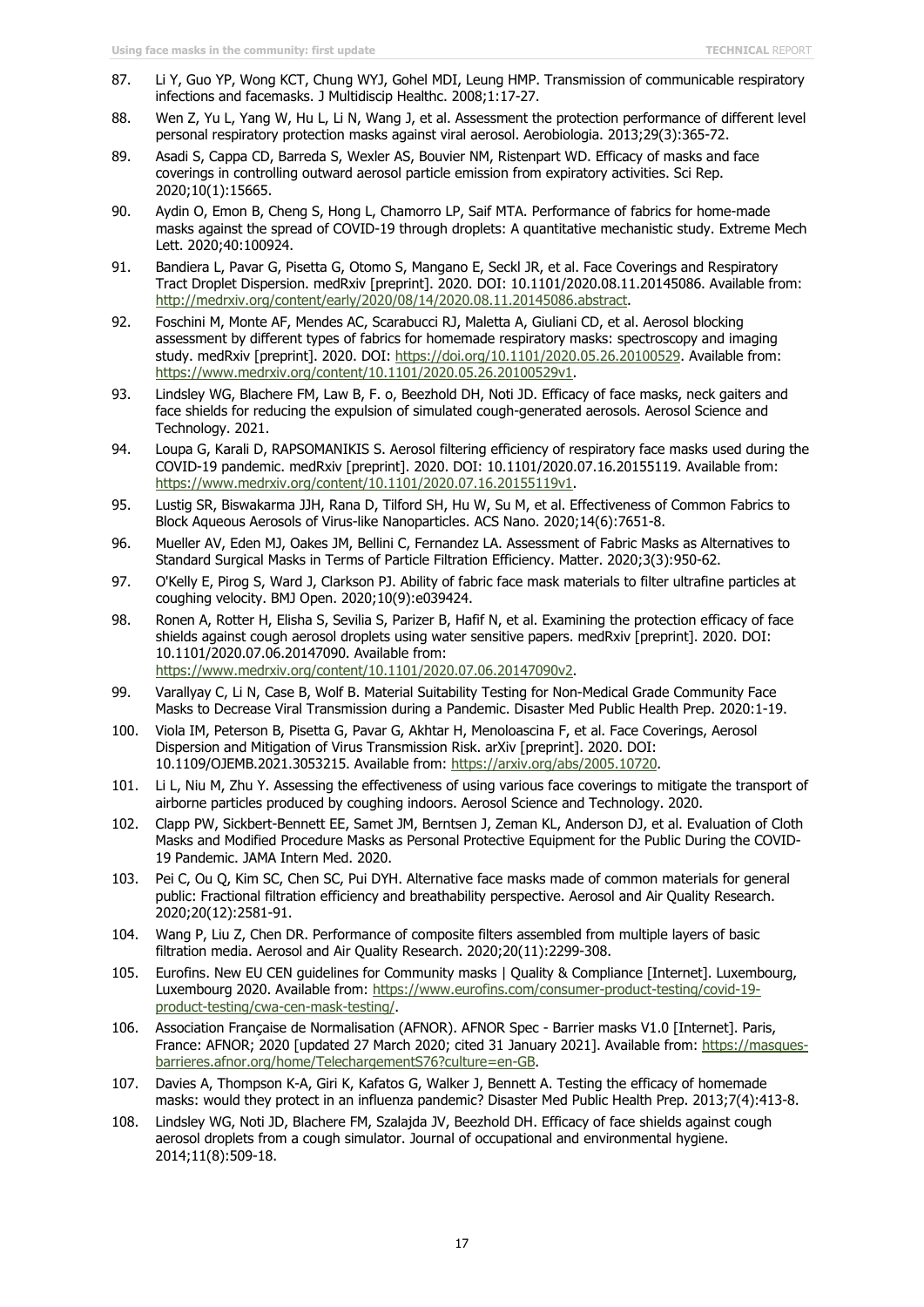87. Li Y, Guo YP, Wong KCT, Chung WYJ, Gohel MDI, Leung HMP. Transmission of communicable respiratory infections and facemasks. J Multidiscip Healthc. 2008;1:17-27.
88. Wen Z, Yu L, Yang W, Hu L, Li N, Wang J, et al. Assessment the protection performance of different level personal respiratory protection masks against viral aerosol. Aerobiologia. 2013;29(3):365-72.
89. Asadi S, Cappa CD, Barreda S, Wexler AS, Bouvier NM, Ristenpart WD. Efficacy of masks and face coverings in controlling outward aerosol particle emission from expiratory activities. Sci Rep. 2020;10(1):15665.
90. Aydin O, Emon B, Cheng S, Hong L, Chamorro LP, Saif MTA. Performance of fabrics for home-made masks against the spread of COVID-19 through droplets: A quantitative mechanistic study. Extreme Mech Lett. 2020;40:100924.
91. Bandiera L, Pavar G, Pisetta G, Otomo S, Mangano E, Seckl JR, et al. Face Coverings and Respiratory Tract Droplet Dispersion. medRxiv [preprint]. 2020. DOI: 10.1101/2020.08.11.20145086. Available from: http://medrxiv.org/content/early/2020/08/14/2020.08.11.20145086.abstract.
92. Foschini M, Monte AF, Mendes AC, Scarabucci RJ, Maletta A, Giuliani CD, et al. Aerosol blocking assessment by different types of fabrics for homemade respiratory masks: spectroscopy and imaging study. medRxiv [preprint]. 2020. DOI: https://doi.org/10.1101/2020.05.26.20100529. Available from: https://www.medrxiv.org/content/10.1101/2020.05.26.20100529v1.
93. Lindsley WG, Blachere FM, Law B, F. o, Beezhold DH, Noti JD. Efficacy of face masks, neck gaiters and face shields for reducing the expulsion of simulated cough-generated aerosols. Aerosol Science and Technology. 2021.
94. Loupa G, Karali D, RAPSOMANIKIS S. Aerosol filtering efficiency of respiratory face masks used during the COVID-19 pandemic. medRxiv [preprint]. 2020. DOI: 10.1101/2020.07.16.20155119. Available from: https://www.medrxiv.org/content/10.1101/2020.07.16.20155119v1.
95. Lustig SR, Biswakarma JJH, Rana D, Tilford SH, Hu W, Su M, et al. Effectiveness of Common Fabrics to Block Aqueous Aerosols of Virus-like Nanoparticles. ACS Nano. 2020;14(6):7651-8.
96. Mueller AV, Eden MJ, Oakes JM, Bellini C, Fernandez LA. Assessment of Fabric Masks as Alternatives to Standard Surgical Masks in Terms of Particle Filtration Efficiency. Matter. 2020;3(3):950-62.
97. O'Kelly E, Pirog S, Ward J, Clarkson PJ. Ability of fabric face mask materials to filter ultrafine particles at coughing velocity. BMJ Open. 2020;10(9):e039424.
98. Ronen A, Rotter H, Elisha S, Sevilia S, Parizer B, Hafif N, et al. Examining the protection efficacy of face shields against cough aerosol droplets using water sensitive papers. medRxiv [preprint]. 2020. DOI: 10.1101/2020.07.06.20147090. Available from: https://www.medrxiv.org/content/10.1101/2020.07.06.20147090v2.
99. Varallyay C, Li N, Case B, Wolf B. Material Suitability Testing for Non-Medical Grade Community Face Masks to Decrease Viral Transmission during a Pandemic. Disaster Med Public Health Prep. 2020:1-19.
100. Viola IM, Peterson B, Pisetta G, Pavar G, Akhtar H, Menoloascina F, et al. Face Coverings, Aerosol Dispersion and Mitigation of Virus Transmission Risk. arXiv [preprint]. 2020. DOI: 10.1109/OJEMB.2021.3053215. Available from: https://arxiv.org/abs/2005.10720.
101. Li L, Niu M, Zhu Y. Assessing the effectiveness of using various face coverings to mitigate the transport of airborne particles produced by coughing indoors. Aerosol Science and Technology. 2020.
102. Clapp PW, Sickbert-Bennett EE, Samet JM, Berntsen J, Zeman KL, Anderson DJ, et al. Evaluation of Cloth Masks and Modified Procedure Masks as Personal Protective Equipment for the Public During the COVID-19 Pandemic. JAMA Intern Med. 2020.
103. Pei C, Ou Q, Kim SC, Chen SC, Pui DYH. Alternative face masks made of common materials for general public: Fractional filtration efficiency and breathability perspective. Aerosol and Air Quality Research. 2020;20(12):2581-91.
104. Wang P, Liu Z, Chen DR. Performance of composite filters assembled from multiple layers of basic filtration media. Aerosol and Air Quality Research. 2020;20(11):2299-308.
105. Eurofins. New EU CEN guidelines for Community masks | Quality & Compliance [Internet]. Luxembourg, Luxembourg 2020. Available from: https://www.eurofins.com/consumer-product-testing/covid-19-product-testing/cwa-cen-mask-testing/.
106. Association Française de Normalisation (AFNOR). AFNOR Spec - Barrier masks V1.0 [Internet]. Paris, France: AFNOR; 2020 [updated 27 March 2020; cited 31 January 2021]. Available from: https://masques-barrieres.afnor.org/home/TelechargementS76?culture=en-GB.
107. Davies A, Thompson K-A, Giri K, Kafatos G, Walker J, Bennett A. Testing the efficacy of homemade masks: would they protect in an influenza pandemic? Disaster Med Public Health Prep. 2013;7(4):413-8.
108. Lindsley WG, Noti JD, Blachere FM, Szalajda JV, Beezhold DH. Efficacy of face shields against cough aerosol droplets from a cough simulator. Journal of occupational and environmental hygiene. 2014;11(8):509-18.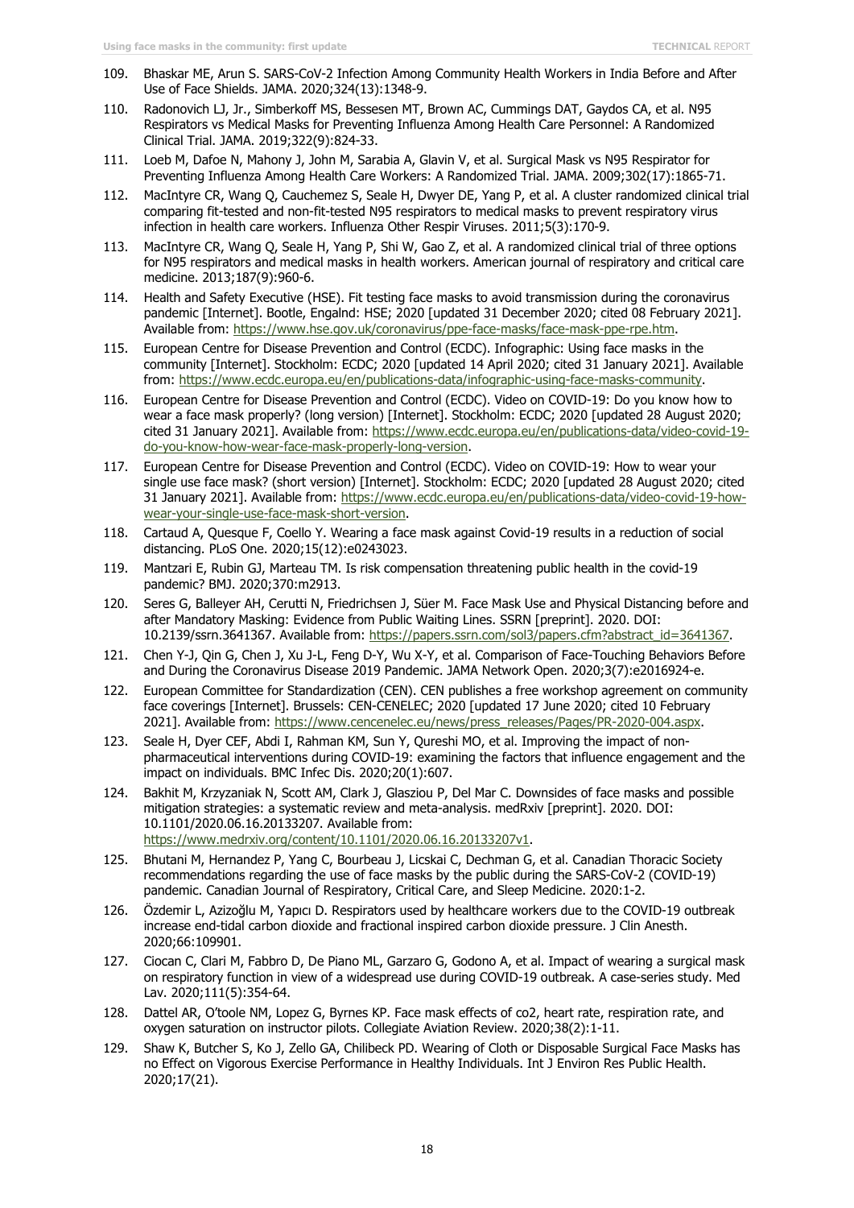109. Bhaskar ME, Arun S. SARS-CoV-2 Infection Among Community Health Workers in India Before and After Use of Face Shields. JAMA. 2020;324(13):1348-9.
110. Radonovich LJ, Jr., Simberkoff MS, Bessesen MT, Brown AC, Cummings DAT, Gaydos CA, et al. N95 Respirators vs Medical Masks for Preventing Influenza Among Health Care Personnel: A Randomized Clinical Trial. JAMA. 2019;322(9):824-33.
111. Loeb M, Dafoe N, Mahony J, John M, Sarabia A, Glavin V, et al. Surgical Mask vs N95 Respirator for Preventing Influenza Among Health Care Workers: A Randomized Trial. JAMA. 2009;302(17):1865-71.
112. MacIntyre CR, Wang Q, Cauchemez S, Seale H, Dwyer DE, Yang P, et al. A cluster randomized clinical trial comparing fit-tested and non-fit-tested N95 respirators to medical masks to prevent respiratory virus infection in health care workers. Influenza Other Respir Viruses. 2011;5(3):170-9.
113. MacIntyre CR, Wang Q, Seale H, Yang P, Shi W, Gao Z, et al. A randomized clinical trial of three options for N95 respirators and medical masks in health workers. American journal of respiratory and critical care medicine. 2013;187(9):960-6.
114. Health and Safety Executive (HSE). Fit testing face masks to avoid transmission during the coronavirus pandemic [Internet]. Bootle, Engalnd: HSE; 2020 [updated 31 December 2020; cited 08 February 2021]. Available from: https://www.hse.gov.uk/coronavirus/ppe-face-masks/face-mask-ppe-rpe.htm.
115. European Centre for Disease Prevention and Control (ECDC). Infographic: Using face masks in the community [Internet]. Stockholm: ECDC; 2020 [updated 14 April 2020; cited 31 January 2021]. Available from: https://www.ecdc.europa.eu/en/publications-data/infographic-using-face-masks-community.
116. European Centre for Disease Prevention and Control (ECDC). Video on COVID-19: Do you know how to wear a face mask properly? (long version) [Internet]. Stockholm: ECDC; 2020 [updated 28 August 2020; cited 31 January 2021]. Available from: https://www.ecdc.europa.eu/en/publications-data/video-covid-19-do-you-know-how-wear-face-mask-properly-long-version.
117. European Centre for Disease Prevention and Control (ECDC). Video on COVID-19: How to wear your single use face mask? (short version) [Internet]. Stockholm: ECDC; 2020 [updated 28 August 2020; cited 31 January 2021]. Available from: https://www.ecdc.europa.eu/en/publications-data/video-covid-19-how-wear-your-single-use-face-mask-short-version.
118. Cartaud A, Quesque F, Coello Y. Wearing a face mask against Covid-19 results in a reduction of social distancing. PLoS One. 2020;15(12):e0243023.
119. Mantzari E, Rubin GJ, Marteau TM. Is risk compensation threatening public health in the covid-19 pandemic? BMJ. 2020;370:m2913.
120. Seres G, Balleyer AH, Cerutti N, Friedrichsen J, Süer M. Face Mask Use and Physical Distancing before and after Mandatory Masking: Evidence from Public Waiting Lines. SSRN [preprint]. 2020. DOI: 10.2139/ssrn.3641367. Available from: https://papers.ssrn.com/sol3/papers.cfm?abstract_id=3641367.
121. Chen Y-J, Qin G, Chen J, Xu J-L, Feng D-Y, Wu X-Y, et al. Comparison of Face-Touching Behaviors Before and During the Coronavirus Disease 2019 Pandemic. JAMA Network Open. 2020;3(7):e2016924-e.
122. European Committee for Standardization (CEN). CEN publishes a free workshop agreement on community face coverings [Internet]. Brussels: CEN-CENELEC; 2020 [updated 17 June 2020; cited 10 February 2021]. Available from: https://www.cencenelec.eu/news/press_releases/Pages/PR-2020-004.aspx.
123. Seale H, Dyer CEF, Abdi I, Rahman KM, Sun Y, Qureshi MO, et al. Improving the impact of non-pharmaceutical interventions during COVID-19: examining the factors that influence engagement and the impact on individuals. BMC Infec Dis. 2020;20(1):607.
124. Bakhit M, Krzyzaniak N, Scott AM, Clark J, Glasziou P, Del Mar C. Downsides of face masks and possible mitigation strategies: a systematic review and meta-analysis. medRxiv [preprint]. 2020. DOI: 10.1101/2020.06.16.20133207. Available from: https://www.medrxiv.org/content/10.1101/2020.06.16.20133207v1.
125. Bhutani M, Hernandez P, Yang C, Bourbeau J, Licskai C, Dechman G, et al. Canadian Thoracic Society recommendations regarding the use of face masks by the public during the SARS-CoV-2 (COVID-19) pandemic. Canadian Journal of Respiratory, Critical Care, and Sleep Medicine. 2020:1-2.
126. Özdemir L, Azizoğlu M, Yapıcı D. Respirators used by healthcare workers due to the COVID-19 outbreak increase end-tidal carbon dioxide and fractional inspired carbon dioxide pressure. J Clin Anesth. 2020;66:109901.
127. Ciocan C, Clari M, Fabbro D, De Piano ML, Garzaro G, Godono A, et al. Impact of wearing a surgical mask on respiratory function in view of a widespread use during COVID-19 outbreak. A case-series study. Med Lav. 2020;111(5):354-64.
128. Dattel AR, O'toole NM, Lopez G, Byrnes KP. Face mask effects of co2, heart rate, respiration rate, and oxygen saturation on instructor pilots. Collegiate Aviation Review. 2020;38(2):1-11.
129. Shaw K, Butcher S, Ko J, Zello GA, Chilibeck PD. Wearing of Cloth or Disposable Surgical Face Masks has no Effect on Vigorous Exercise Performance in Healthy Individuals. Int J Environ Res Public Health. 2020;17(21).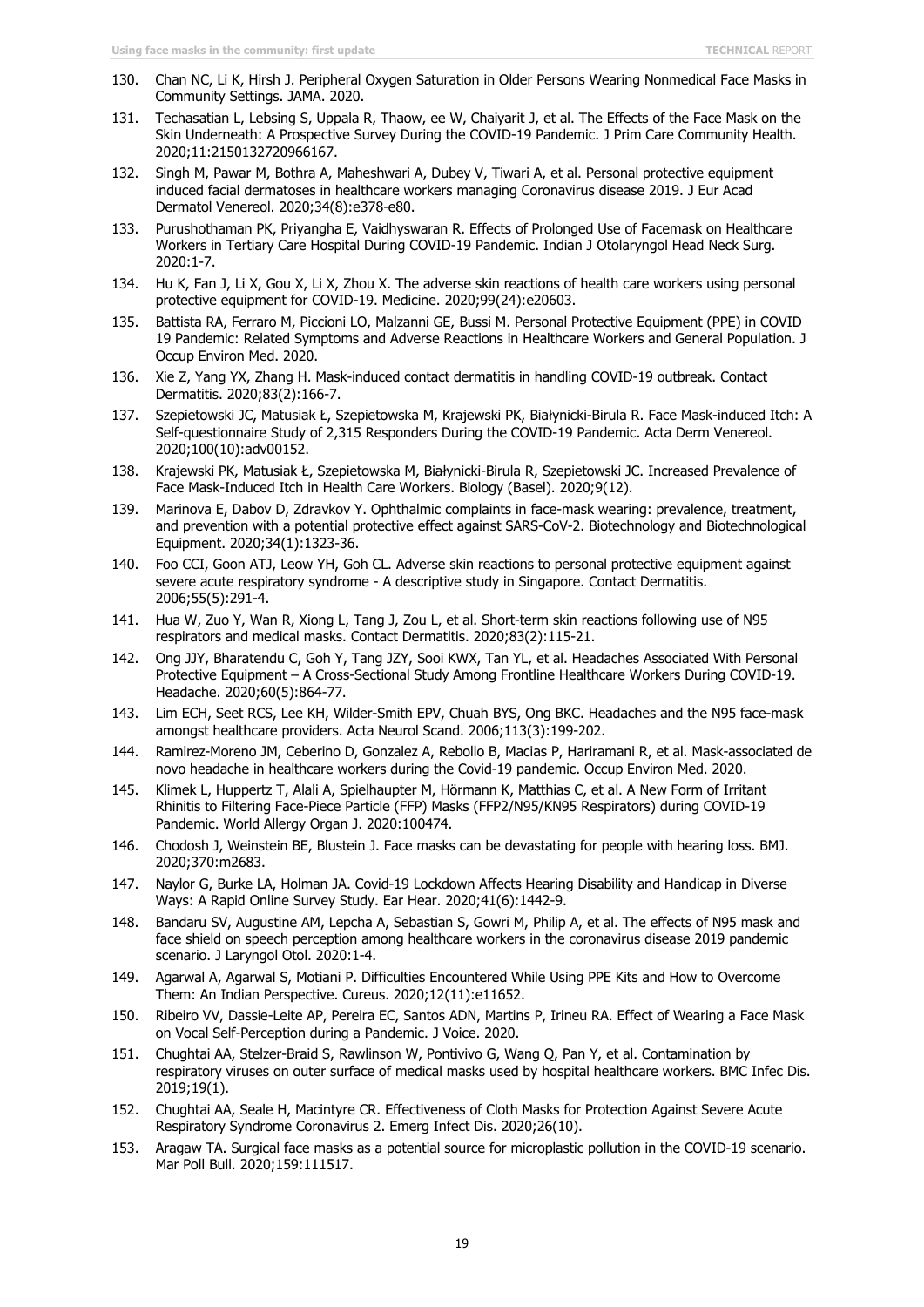130. Chan NC, Li K, Hirsh J. Peripheral Oxygen Saturation in Older Persons Wearing Nonmedical Face Masks in Community Settings. JAMA. 2020.
131. Techasatian L, Lebsing S, Uppala R, Thaow, ee W, Chaiyarit J, et al. The Effects of the Face Mask on the Skin Underneath: A Prospective Survey During the COVID-19 Pandemic. J Prim Care Community Health. 2020;11:2150132720966167.
132. Singh M, Pawar M, Bothra A, Maheshwari A, Dubey V, Tiwari A, et al. Personal protective equipment induced facial dermatoses in healthcare workers managing Coronavirus disease 2019. J Eur Acad Dermatol Venereol. 2020;34(8):e378-e80.
133. Purushothaman PK, Priyangha E, Vaidhyswaran R. Effects of Prolonged Use of Facemask on Healthcare Workers in Tertiary Care Hospital During COVID-19 Pandemic. Indian J Otolaryngol Head Neck Surg. 2020:1-7.
134. Hu K, Fan J, Li X, Gou X, Li X, Zhou X. The adverse skin reactions of health care workers using personal protective equipment for COVID-19. Medicine. 2020;99(24):e20603.
135. Battista RA, Ferraro M, Piccioni LO, Malzanni GE, Bussi M. Personal Protective Equipment (PPE) in COVID 19 Pandemic: Related Symptoms and Adverse Reactions in Healthcare Workers and General Population. J Occup Environ Med. 2020.
136. Xie Z, Yang YX, Zhang H. Mask-induced contact dermatitis in handling COVID-19 outbreak. Contact Dermatitis. 2020;83(2):166-7.
137. Szepietowski JC, Matusiak Ł, Szepietowska M, Krajewski PK, Białynicki-Birula R. Face Mask-induced Itch: A Self-questionnaire Study of 2,315 Responders During the COVID-19 Pandemic. Acta Derm Venereol. 2020;100(10):adv00152.
138. Krajewski PK, Matusiak Ł, Szepietowska M, Białynicki-Birula R, Szepietowski JC. Increased Prevalence of Face Mask-Induced Itch in Health Care Workers. Biology (Basel). 2020;9(12).
139. Marinova E, Dabov D, Zdravkov Y. Ophthalmic complaints in face-mask wearing: prevalence, treatment, and prevention with a potential protective effect against SARS-CoV-2. Biotechnology and Biotechnological Equipment. 2020;34(1):1323-36.
140. Foo CCI, Goon ATJ, Leow YH, Goh CL. Adverse skin reactions to personal protective equipment against severe acute respiratory syndrome - A descriptive study in Singapore. Contact Dermatitis. 2006;55(5):291-4.
141. Hua W, Zuo Y, Wan R, Xiong L, Tang J, Zou L, et al. Short-term skin reactions following use of N95 respirators and medical masks. Contact Dermatitis. 2020;83(2):115-21.
142. Ong JJY, Bharatendu C, Goh Y, Tang JZY, Sooi KWX, Tan YL, et al. Headaches Associated With Personal Protective Equipment – A Cross-Sectional Study Among Frontline Healthcare Workers During COVID-19. Headache. 2020;60(5):864-77.
143. Lim ECH, Seet RCS, Lee KH, Wilder-Smith EPV, Chuah BYS, Ong BKC. Headaches and the N95 face-mask amongst healthcare providers. Acta Neurol Scand. 2006;113(3):199-202.
144. Ramirez-Moreno JM, Ceberino D, Gonzalez A, Rebollo B, Macias P, Hariramani R, et al. Mask-associated de novo headache in healthcare workers during the Covid-19 pandemic. Occup Environ Med. 2020.
145. Klimek L, Huppertz T, Alali A, Spielhaupter M, Hörmann K, Matthias C, et al. A New Form of Irritant Rhinitis to Filtering Face-Piece Particle (FFP) Masks (FFP2/N95/KN95 Respirators) during COVID-19 Pandemic. World Allergy Organ J. 2020:100474.
146. Chodosh J, Weinstein BE, Blustein J. Face masks can be devastating for people with hearing loss. BMJ. 2020;370:m2683.
147. Naylor G, Burke LA, Holman JA. Covid-19 Lockdown Affects Hearing Disability and Handicap in Diverse Ways: A Rapid Online Survey Study. Ear Hear. 2020;41(6):1442-9.
148. Bandaru SV, Augustine AM, Lepcha A, Sebastian S, Gowri M, Philip A, et al. The effects of N95 mask and face shield on speech perception among healthcare workers in the coronavirus disease 2019 pandemic scenario. J Laryngol Otol. 2020:1-4.
149. Agarwal A, Agarwal S, Motiani P. Difficulties Encountered While Using PPE Kits and How to Overcome Them: An Indian Perspective. Cureus. 2020;12(11):e11652.
150. Ribeiro VV, Dassie-Leite AP, Pereira EC, Santos ADN, Martins P, Irineu RA. Effect of Wearing a Face Mask on Vocal Self-Perception during a Pandemic. J Voice. 2020.
151. Chughtai AA, Stelzer-Braid S, Rawlinson W, Pontivivo G, Wang Q, Pan Y, et al. Contamination by respiratory viruses on outer surface of medical masks used by hospital healthcare workers. BMC Infec Dis. 2019;19(1).
152. Chughtai AA, Seale H, Macintyre CR. Effectiveness of Cloth Masks for Protection Against Severe Acute Respiratory Syndrome Coronavirus 2. Emerg Infect Dis. 2020;26(10).
153. Aragaw TA. Surgical face masks as a potential source for microplastic pollution in the COVID-19 scenario. Mar Poll Bull. 2020;159:111517.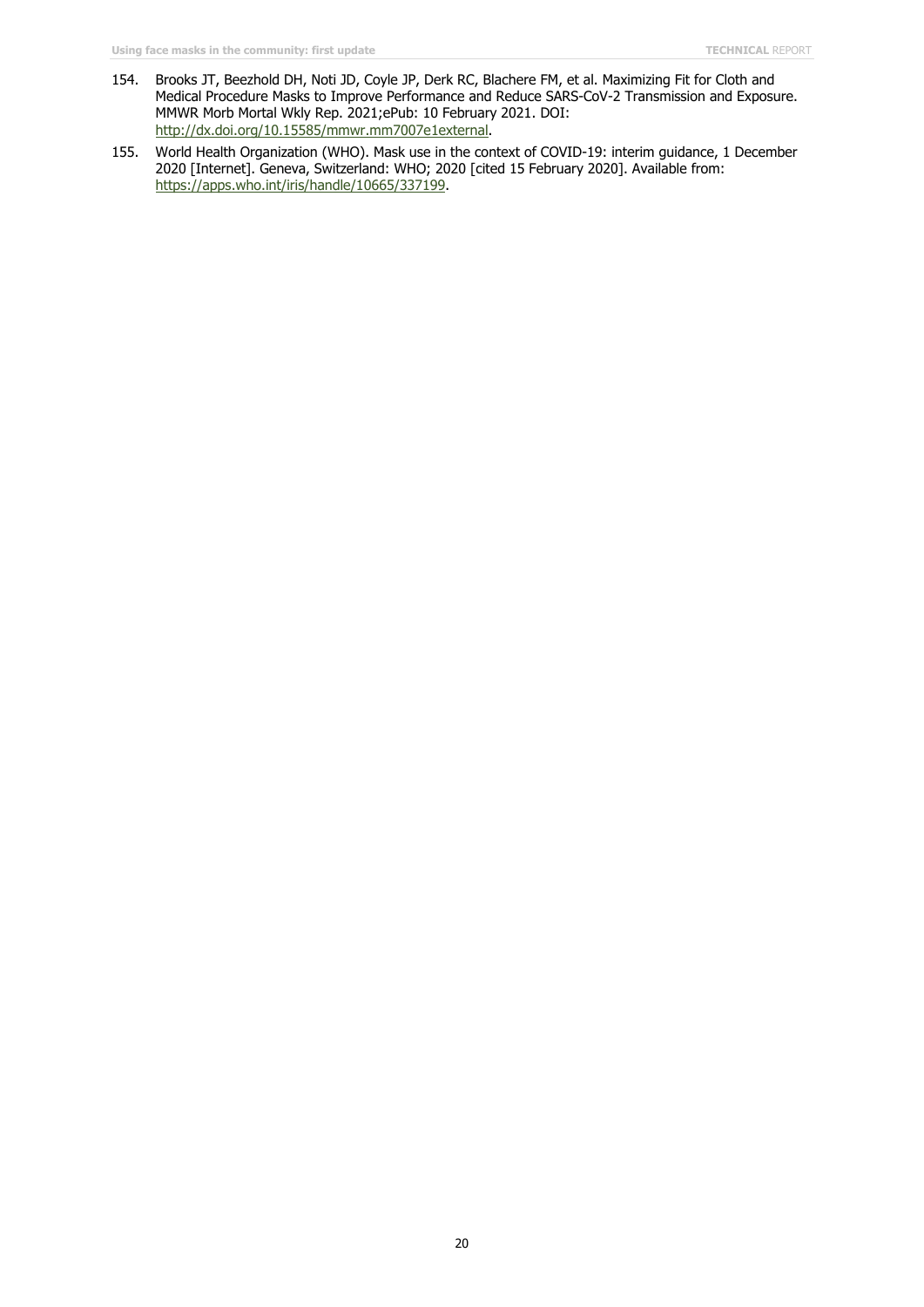154. Brooks JT, Beezhold DH, Noti JD, Coyle JP, Derk RC, Blachere FM, et al. Maximizing Fit for Cloth and Medical Procedure Masks to Improve Performance and Reduce SARS-CoV-2 Transmission and Exposure. MMWR Morb Mortal Wkly Rep. 2021;ePub: 10 February 2021. DOI: [http://dx.doi.org/10.15585/mmwr.mm7007e1external](http://dx.doi.org/10.15585/mmwr.mm7007e1external).
155. World Health Organization (WHO). Mask use in the context of COVID-19: interim guidance, 1 December 2020 [Internet]. Geneva, Switzerland: WHO; 2020 [cited 15 February 2020]. Available from: [https://apps.who.int/iris/handle/10665/337199](https://apps.who.int/iris/handle/10665/337199).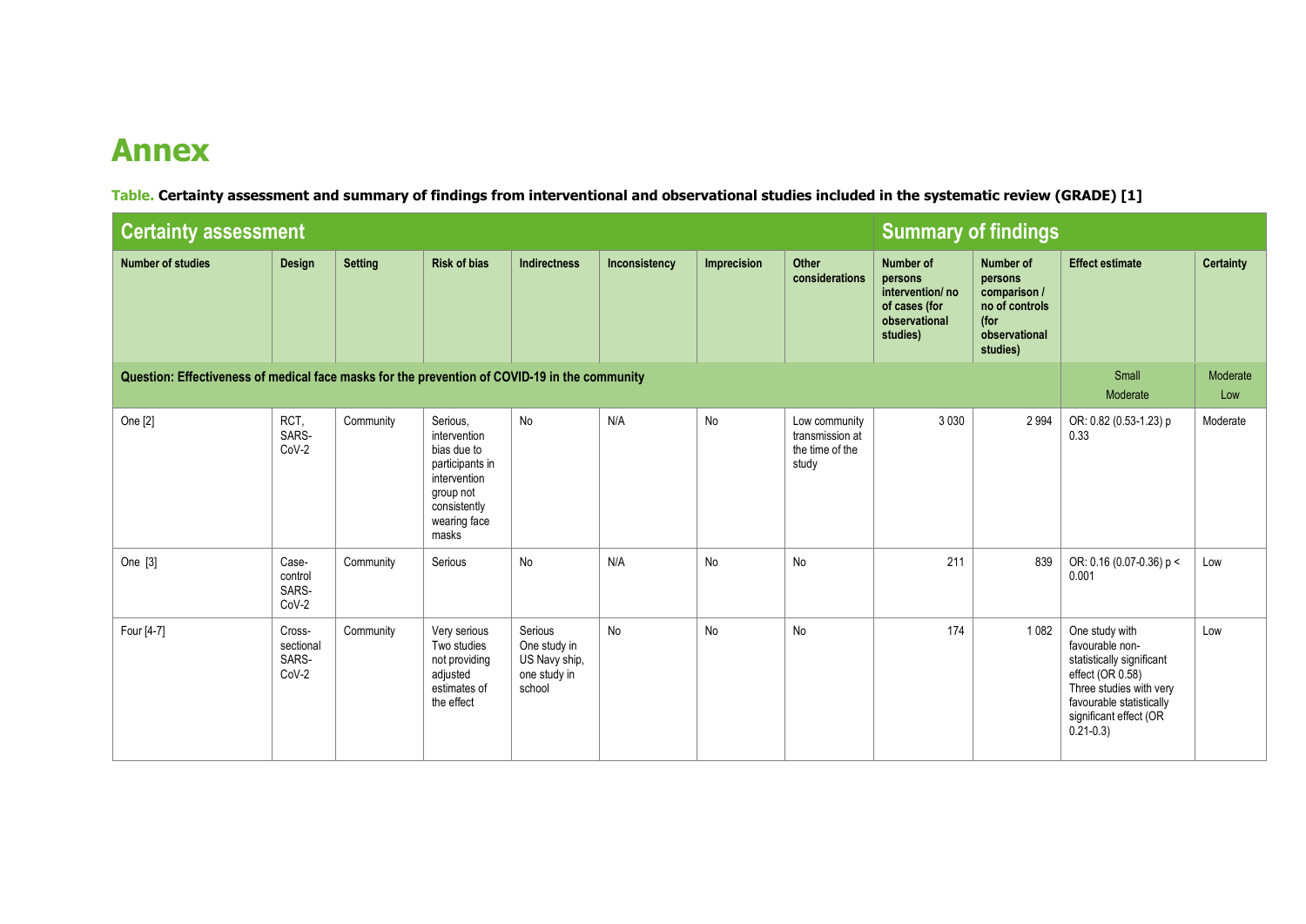# Annex

**Table. Certainty assessment and summary of findings from interventional and observational studies included in the systematic review (GRADE) [1]**

| Certainty assessment | | | | | | | | Summary of findings | | | |
|---|---|---|---|---|---|---|---|---|---|---|---|
| **Number of studies** | **Design** | **Setting** | **Risk of bias** | **Indirectness** | **Inconsistency** | **Imprecision** | **Other considerations** | **Number of persons intervention/ no of cases (for observational studies)** | **Number of persons comparison / no of controls (for observational studies)** | **Effect estimate** | **Certainty** |
| **Question: Effectiveness of medical face masks for the prevention of COVID-19 in the community** | | | | | | | | | | Small Moderate | Moderate Low |
| One [2] | RCT, SARS-CoV-2 | Community | Serious, intervention bias due to participants in intervention group not consistently wearing face masks | No | N/A | No | Low community transmission at the time of the study | 3 030 | 2 994 | OR: 0.82 (0.53-1.23) p 0.33 | Moderate |
| One [3] | Case-control SARS-CoV-2 | Community | Serious | No | N/A | No | No | 211 | 839 | OR: 0.16 (0.07-0.36) p < 0.001 | Low |
| Four [4-7] | Cross-sectional SARS-CoV-2 | Community | Very serious Two studies not providing adjusted estimates of the effect | Serious One study in US Navy ship, one study in school | No | No | No | 174 | 1 082 | One study with favourable non-statistically significant effect (OR 0.58) Three studies with very favourable statistically significant effect (OR 0.21-0.3) | Low |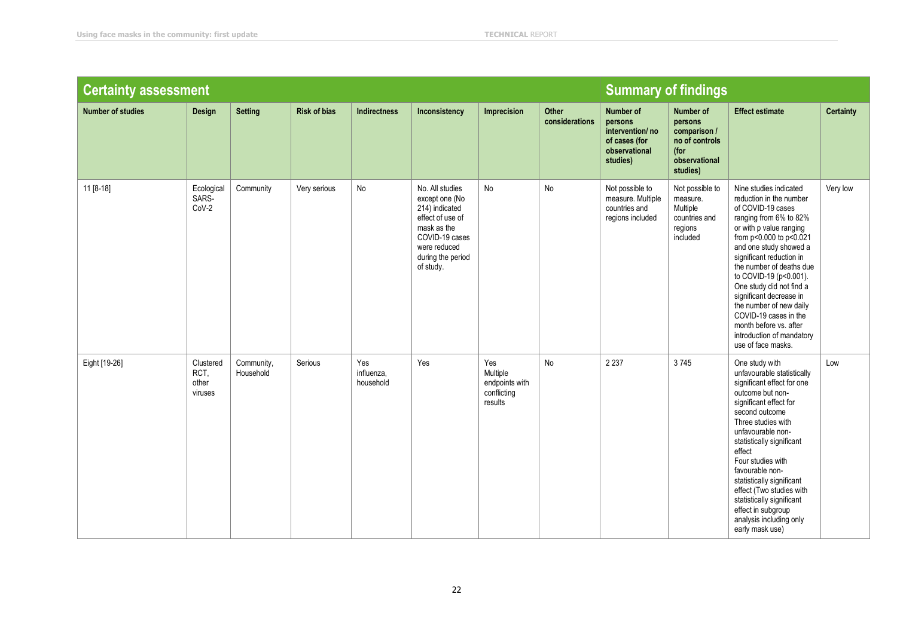| Certainty assessment | | | | | | | | Summary of findings | | | |
|---|---|---|---|---|---|---|---|---|---|---|---|
| Number of studies | Design | Setting | Risk of bias | Indirectness | Inconsistency | Imprecision | Other considerations | Number of persons intervention/ no of cases (for observational studies) | Number of persons comparison / no of controls (for observational studies) | Effect estimate | Certainty |
| 11 [8-18] | Ecological SARS-CoV-2 | Community | Very serious | No | No. All studies except one (No 214) indicated effect of use of mask as the COVID-19 cases were reduced during the period of study. | No | No | Not possible to measure. Multiple countries and regions included | Not possible to measure. Multiple countries and regions included | Nine studies indicated reduction in the number of COVID-19 cases ranging from 6% to 82% or with p value ranging from $p<0.000$ to $p<0.021$ and one study showed a significant reduction in the number of deaths due to COVID-19 ($p<0.001$). One study did not find a significant decrease in the number of new daily COVID-19 cases in the month before vs. after introduction of mandatory use of face masks. | Very low |
| Eight [19-26] | Clustered RCT, other viruses | Community, Household | Serious | Yes influenza, household | Yes | Yes Multiple endpoints with conflicting results | No | 2 237 | 3 745 | One study with unfavourable statistically significant effect for one outcome but non-significant effect for second outcome<br>Three studies with unfavourable non-statistically significant effect<br>Four studies with favourable non-statistically significant effect (Two studies with statistically significant effect in subgroup analysis including only early mask use) | Low |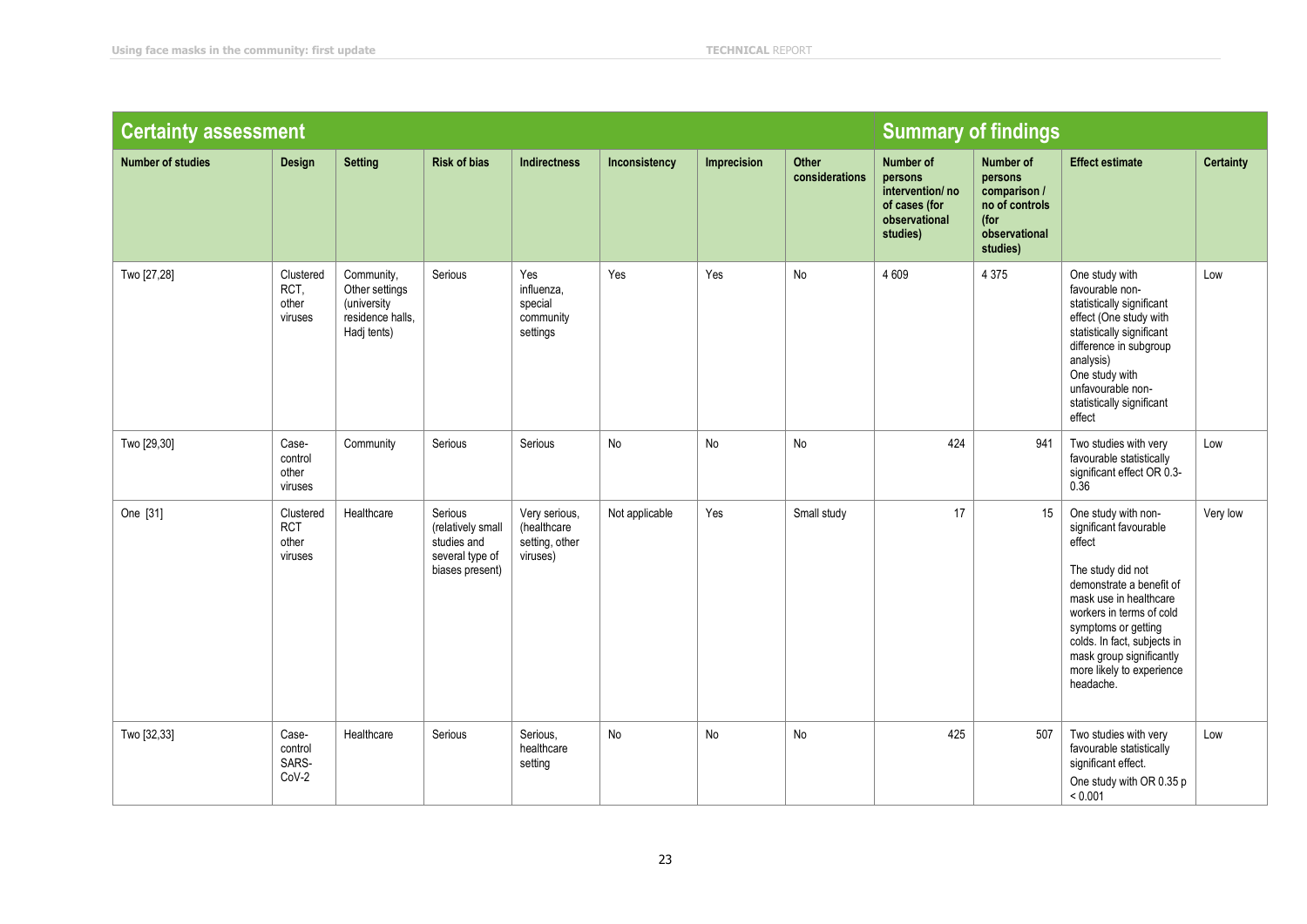| Certainty assessment | | | | | | | | Summary of findings | | | |
|---|---|---|---|---|---|---|---|---|---|---|---|
| **Number of studies** | **Design** | **Setting** | **Risk of bias** | **Indirectness** | **Inconsistency** | **Imprecision** | **Other considerations** | **Number of persons intervention/ no of cases (for observational studies)** | **Number of persons comparison / no of controls (for observational studies)** | **Effect estimate** | **Certainty** |
| Two [27,28] | Clustered RCT, other viruses | Community, Other settings (university residence halls, Hadj tents) | Serious | Yes influenza, special community settings | Yes | Yes | No | 4 609 | 4 375 | One study with favourable non-statistically significant effect (One study with statistically significant difference in subgroup analysis) One study with unfavourable non-statistically significant effect | Low |
| Two [29,30] | Case-control other viruses | Community | Serious | Serious | No | No | No | 424 | 941 | Two studies with very favourable statistically significant effect OR 0.3-0.36 | Low |
| One [31] | Clustered RCT other viruses | Healthcare | Serious (relatively small studies and several type of biases present) | Very serious, (healthcare setting, other viruses) | Not applicable | Yes | Small study | 17 | 15 | One study with non-significant favourable effect<br><br>The study did not demonstrate a benefit of mask use in healthcare workers in terms of cold symptoms or getting colds. In fact, subjects in mask group significantly more likely to experience headache. | Very low |
| Two [32,33] | Case-control SARS-CoV-2 | Healthcare | Serious | Serious, healthcare setting | No | No | No | 425 | 507 | Two studies with very favourable statistically significant effect.<br>One study with OR 0.35 $p < 0.001$ | Low |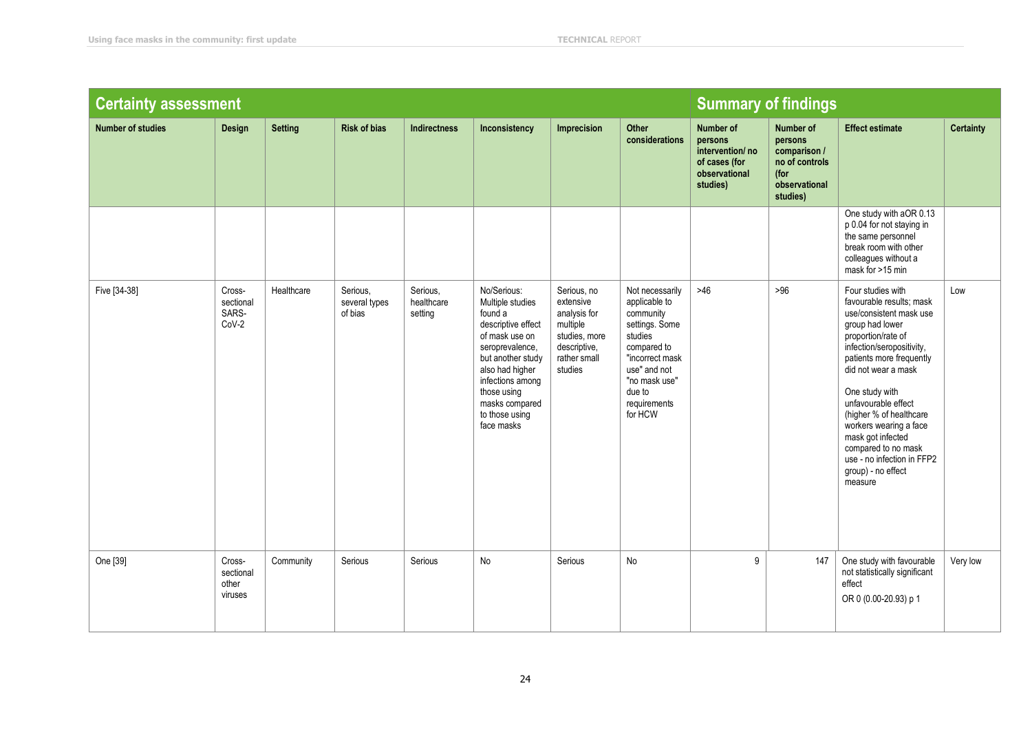| Certainty assessment | | | | | | | | Summary of findings | | | |
|---|---|---|---|---|---|---|---|---|---|---|---|
| Number of studies | Design | Setting | Risk of bias | Indirectness | Inconsistency | Imprecision | Other considerations | Number of persons intervention/ no of cases (for observational studies) | Number of persons comparison / no of controls (for observational studies) | Effect estimate | Certainty |
| | | | | | | | | | | One study with aOR 0.13 p 0.04 for not staying in the same personnel break room with other colleagues without a mask for >15 min | |
| Five [34-38] | Cross-sectional SARS-CoV-2 | Healthcare | Serious, several types of bias | Serious, healthcare setting | No/Serious: Multiple studies found a descriptive effect of mask use on seroprevalence, but another study also had higher infections among those using masks compared to those using face masks | Serious, no extensive analysis for multiple studies, more descriptive, rather small studies | Not necessarily applicable to community settings. Some studies compared to "incorrect mask use" and not "no mask use" due to requirements for HCW | >46 | >96 | Four studies with favourable results; mask use/consistent mask use group had lower proportion/rate of infection/seropositivity, patients more frequently did not wear a mask<br><br>One study with unfavourable effect (higher % of healthcare workers wearing a face mask got infected compared to no mask use - no infection in FFP2 group) - no effect measure | Low |
| One [39] | Cross-sectional other viruses | Community | Serious | Serious | No | Serious | No | 9 | 147 | One study with favourable not statistically significant effect<br><br>OR 0 (0.00-20.93) p 1 | Very low |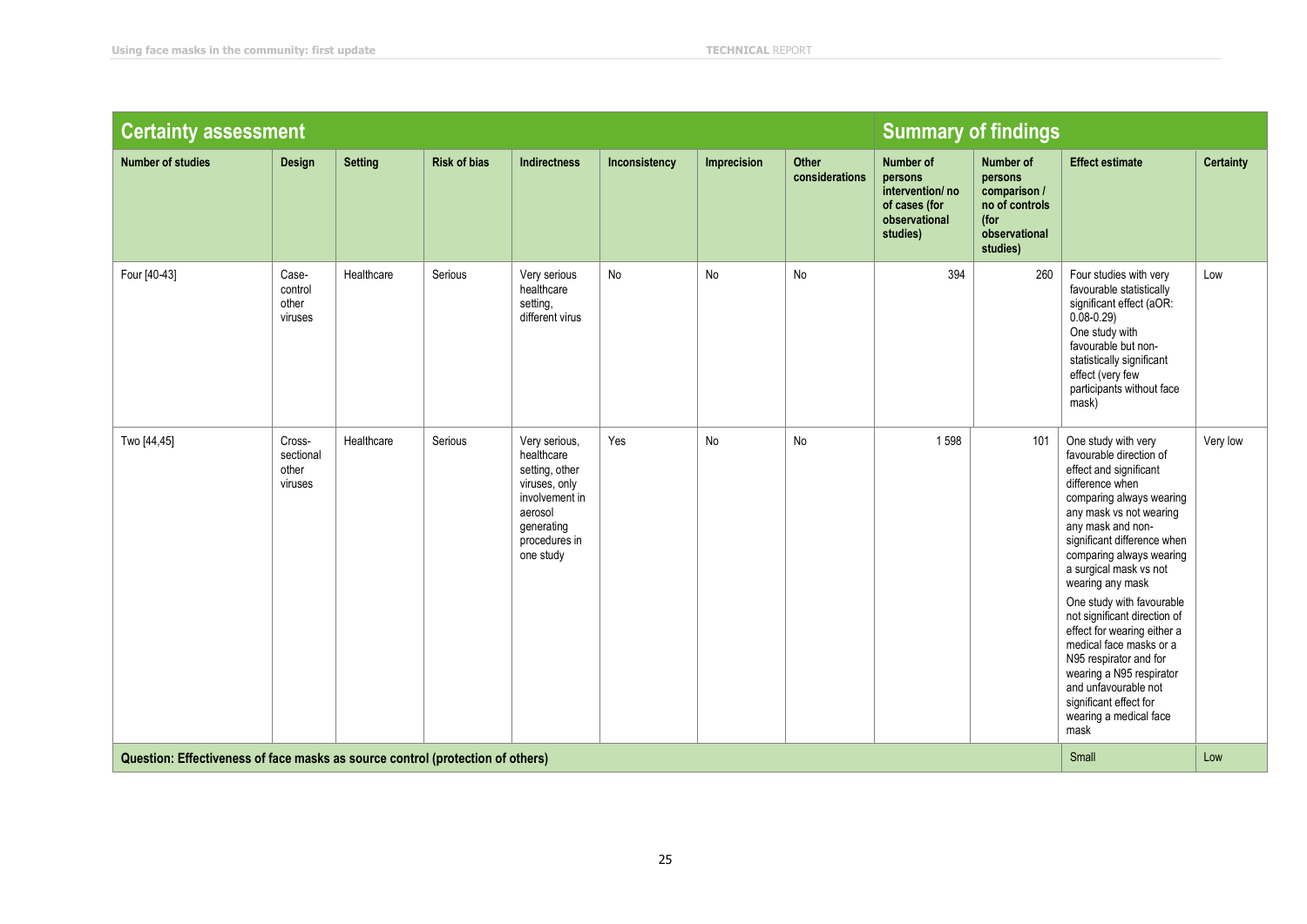| Certainty assessment | | | | | | | | Summary of findings | | | |
|---|---|---|---|---|---|---|---|---|---|---|---|
| Number of studies | Design | Setting | Risk of bias | Indirectness | Inconsistency | Imprecision | Other considerations | Number of persons intervention/ no of cases (for observational studies) | Number of persons comparison / no of controls (for observational studies) | Effect estimate | Certainty |
| Four [40-43] | Case-control other viruses | Healthcare | Serious | Very serious healthcare setting, different virus | No | No | No | 394 | 260 | Four studies with very favourable statistically significant effect (aOR: 0.08-0.29) One study with favourable but non-statistically significant effect (very few participants without face mask) | Low |
| Two [44,45] | Cross-sectional other viruses | Healthcare | Serious | Very serious, healthcare setting, other viruses, only involvement in aerosol generating procedures in one study | Yes | No | No | 1 598 | 101 | One study with very favourable direction of effect and significant difference when comparing always wearing any mask vs not wearing any mask and non-significant difference when comparing always wearing a surgical mask vs not wearing any mask<br><br>One study with favourable not significant direction of effect for wearing either a medical face masks or a N95 respirator and for wearing a N95 respirator and unfavourable not significant effect for wearing a medical face mask | Very low |
| Question: Effectiveness of face masks as source control (protection of others) | | | | | | | | | | Small | Low |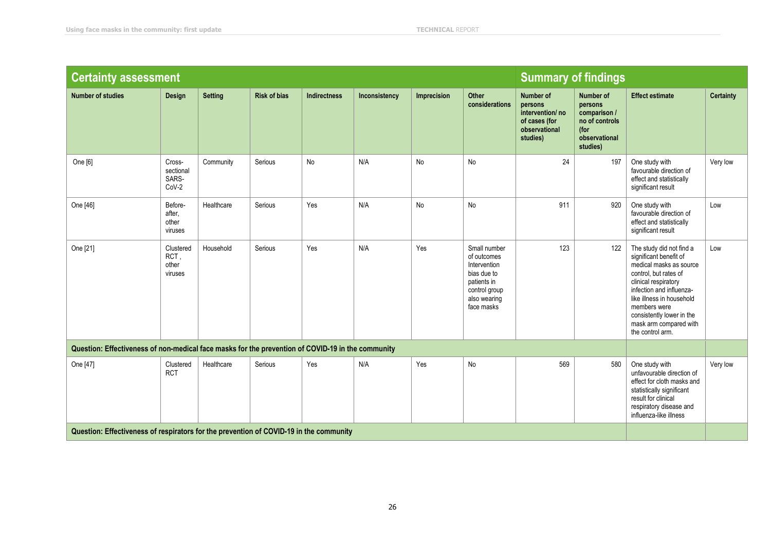| Certainty assessment | | | | | | | | Summary of findings | | | |
|---|---|---|---|---|---|---|---|---|---|---|---|
| Number of studies | Design | Setting | Risk of bias | Indirectness | Inconsistency | Imprecision | Other considerations | Number of persons intervention/ no of cases (for observational studies) | Number of persons comparison / no of controls (for observational studies) | Effect estimate | Certainty |
| One [6] | Cross-sectional SARS-CoV-2 | Community | Serious | No | N/A | No | No | 24 | 197 | One study with favourable direction of effect and statistically significant result | Very low |
| One [46] | Before-after, other viruses | Healthcare | Serious | Yes | N/A | No | No | 911 | 920 | One study with favourable direction of effect and statistically significant result | Low |
| One [21] | Clustered RCT , other viruses | Household | Serious | Yes | N/A | Yes | Small number of outcomes Intervention bias due to patients in control group also wearing face masks | 123 | 122 | The study did not find a significant benefit of medical masks as source control, but rates of clinical respiratory infection and influenza-like illness in household members were consistently lower in the mask arm compared with the control arm. | Low |
| **Question: Effectiveness of non-medical face masks for the prevention of COVID-19 in the community** | | | | | | | | | | | |
| One [47] | Clustered RCT | Healthcare | Serious | Yes | N/A | Yes | No | 569 | 580 | One study with unfavourable direction of effect for cloth masks and statistically significant result for clinical respiratory disease and influenza-like illness | Very low |
| **Question: Effectiveness of respirators for the prevention of COVID-19 in the community** | | | | | | | | | | | |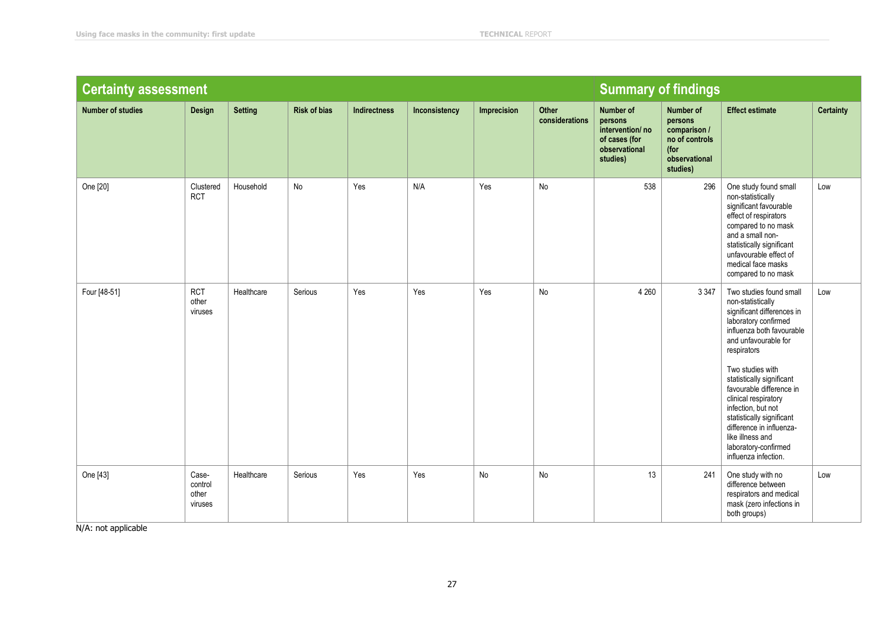| Certainty assessment | | | | | | | | Summary of findings | | | |
|---|---|---|---|---|---|---|---|---|---|---|---|
| **Number of studies** | **Design** | **Setting** | **Risk of bias** | **Indirectness** | **Inconsistency** | **Imprecision** | **Other considerations** | **Number of persons intervention/ no of cases (for observational studies)** | **Number of persons comparison / no of controls (for observational studies)** | **Effect estimate** | **Certainty** |
| One [20] | Clustered RCT | Household | No | Yes | N/A | Yes | No | 538 | 296 | One study found small non-statistically significant favourable effect of respirators compared to no mask and a small non-statistically significant unfavourable effect of medical face masks compared to no mask | Low |
| Four [48-51] | RCT other viruses | Healthcare | Serious | Yes | Yes | Yes | No | 4 260 | 3 347 | Two studies found small non-statistically significant differences in laboratory confirmed influenza both favourable and unfavourable for respirators<br><br>Two studies with statistically significant favourable difference in clinical respiratory infection, but not statistically significant difference in influenza-like illness and laboratory-confirmed influenza infection. | Low |
| One [43] | Case-control other viruses | Healthcare | Serious | Yes | Yes | No | No | 13 | 241 | One study with no difference between respirators and medical mask (zero infections in both groups) | Low |

N/A: not applicable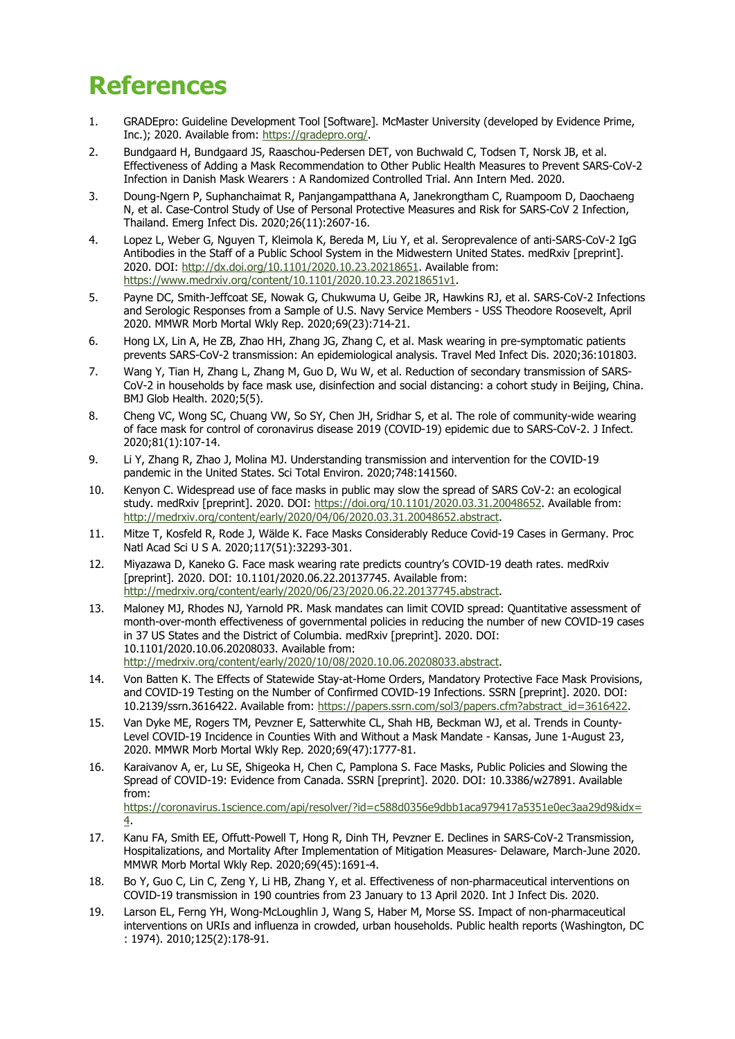# References

1. GRADEpro: Guideline Development Tool [Software]. McMaster University (developed by Evidence Prime, Inc.); 2020. Available from: https://gradepro.org/.
2. Bundgaard H, Bundgaard JS, Raaschou-Pedersen DET, von Buchwald C, Todsen T, Norsk JB, et al. Effectiveness of Adding a Mask Recommendation to Other Public Health Measures to Prevent SARS-CoV-2 Infection in Danish Mask Wearers : A Randomized Controlled Trial. Ann Intern Med. 2020.
3. Doung-Ngern P, Suphanchaimat R, Panjangampatthana A, Janekrongtham C, Ruampoom D, Daochaeng N, et al. Case-Control Study of Use of Personal Protective Measures and Risk for SARS-CoV 2 Infection, Thailand. Emerg Infect Dis. 2020;26(11):2607-16.
4. Lopez L, Weber G, Nguyen T, Kleimola K, Bereda M, Liu Y, et al. Seroprevalence of anti-SARS-CoV-2 IgG Antibodies in the Staff of a Public School System in the Midwestern United States. medRxiv [preprint]. 2020. DOI: http://dx.doi.org/10.1101/2020.10.23.20218651. Available from: https://www.medrxiv.org/content/10.1101/2020.10.23.20218651v1.
5. Payne DC, Smith-Jeffcoat SE, Nowak G, Chukwuma U, Geibe JR, Hawkins RJ, et al. SARS-CoV-2 Infections and Serologic Responses from a Sample of U.S. Navy Service Members - USS Theodore Roosevelt, April 2020. MMWR Morb Mortal Wkly Rep. 2020;69(23):714-21.
6. Hong LX, Lin A, He ZB, Zhao HH, Zhang JG, Zhang C, et al. Mask wearing in pre-symptomatic patients prevents SARS-CoV-2 transmission: An epidemiological analysis. Travel Med Infect Dis. 2020;36:101803.
7. Wang Y, Tian H, Zhang L, Zhang M, Guo D, Wu W, et al. Reduction of secondary transmission of SARS-CoV-2 in households by face mask use, disinfection and social distancing: a cohort study in Beijing, China. BMJ Glob Health. 2020;5(5).
8. Cheng VC, Wong SC, Chuang VW, So SY, Chen JH, Sridhar S, et al. The role of community-wide wearing of face mask for control of coronavirus disease 2019 (COVID-19) epidemic due to SARS-CoV-2. J Infect. 2020;81(1):107-14.
9. Li Y, Zhang R, Zhao J, Molina MJ. Understanding transmission and intervention for the COVID-19 pandemic in the United States. Sci Total Environ. 2020;748:141560.
10. Kenyon C. Widespread use of face masks in public may slow the spread of SARS CoV-2: an ecological study. medRxiv [preprint]. 2020. DOI: https://doi.org/10.1101/2020.03.31.20048652. Available from: http://medrxiv.org/content/early/2020/04/06/2020.03.31.20048652.abstract.
11. Mitze T, Kosfeld R, Rode J, Wälde K. Face Masks Considerably Reduce Covid-19 Cases in Germany. Proc Natl Acad Sci U S A. 2020;117(51):32293-301.
12. Miyazawa D, Kaneko G. Face mask wearing rate predicts country's COVID-19 death rates. medRxiv [preprint]. 2020. DOI: 10.1101/2020.06.22.20137745. Available from: http://medrxiv.org/content/early/2020/06/23/2020.06.22.20137745.abstract.
13. Maloney MJ, Rhodes NJ, Yarnold PR. Mask mandates can limit COVID spread: Quantitative assessment of month-over-month effectiveness of governmental policies in reducing the number of new COVID-19 cases in 37 US States and the District of Columbia. medRxiv [preprint]. 2020. DOI: 10.1101/2020.10.06.20208033. Available from: http://medrxiv.org/content/early/2020/10/08/2020.10.06.20208033.abstract.
14. Von Batten K. The Effects of Statewide Stay-at-Home Orders, Mandatory Protective Face Mask Provisions, and COVID-19 Testing on the Number of Confirmed COVID-19 Infections. SSRN [preprint]. 2020. DOI: 10.2139/ssrn.3616422. Available from: https://papers.ssrn.com/sol3/papers.cfm?abstract_id=3616422.
15. Van Dyke ME, Rogers TM, Pevzner E, Satterwhite CL, Shah HB, Beckman WJ, et al. Trends in County-Level COVID-19 Incidence in Counties With and Without a Mask Mandate - Kansas, June 1-August 23, 2020. MMWR Morb Mortal Wkly Rep. 2020;69(47):1777-81.
16. Karaivanov A, er, Lu SE, Shigeoka H, Chen C, Pamplona S. Face Masks, Public Policies and Slowing the Spread of COVID-19: Evidence from Canada. SSRN [preprint]. 2020. DOI: 10.3386/w27891. Available from: https://coronavirus.1science.com/api/resolver/?id=c588d0356e9dbb1aca979417a5351e0ec3aa29d9&idx=4.
17. Kanu FA, Smith EE, Offutt-Powell T, Hong R, Dinh TH, Pevzner E. Declines in SARS-CoV-2 Transmission, Hospitalizations, and Mortality After Implementation of Mitigation Measures- Delaware, March-June 2020. MMWR Morb Mortal Wkly Rep. 2020;69(45):1691-4.
18. Bo Y, Guo C, Lin C, Zeng Y, Li HB, Zhang Y, et al. Effectiveness of non-pharmaceutical interventions on COVID-19 transmission in 190 countries from 23 January to 13 April 2020. Int J Infect Dis. 2020.
19. Larson EL, Ferng YH, Wong-McLoughlin J, Wang S, Haber M, Morse SS. Impact of non-pharmaceutical interventions on URIs and influenza in crowded, urban households. Public health reports (Washington, DC : 1974). 2010;125(2):178-91.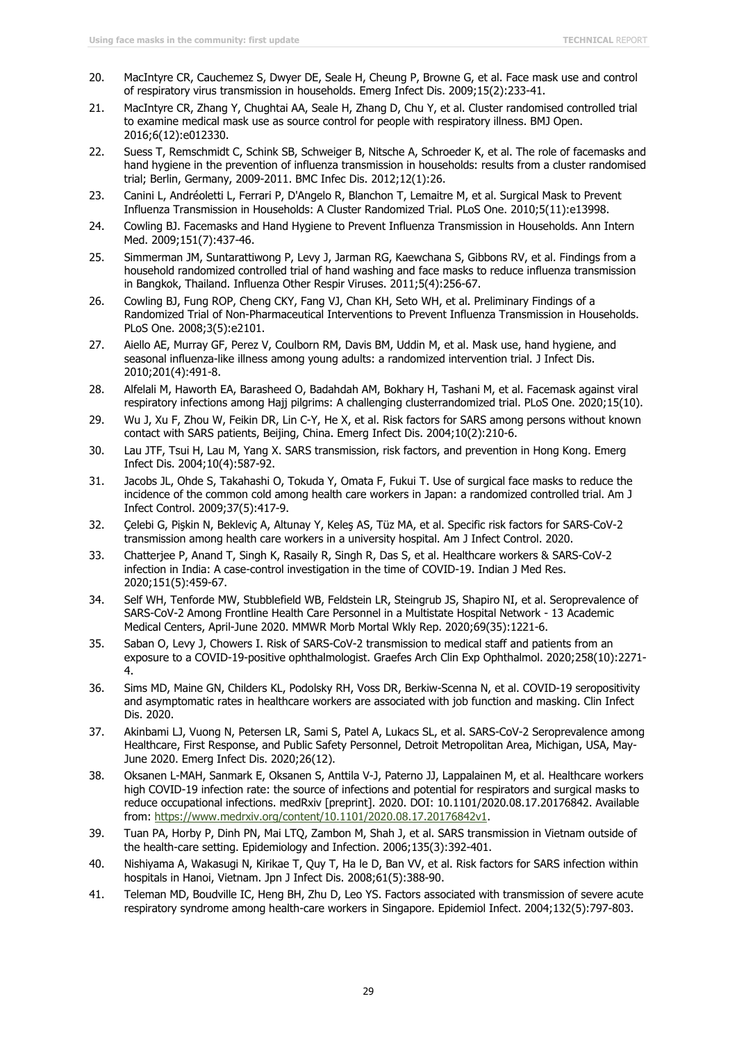20. MacIntyre CR, Cauchemez S, Dwyer DE, Seale H, Cheung P, Browne G, et al. Face mask use and control of respiratory virus transmission in households. Emerg Infect Dis. 2009;15(2):233-41.
21. MacIntyre CR, Zhang Y, Chughtai AA, Seale H, Zhang D, Chu Y, et al. Cluster randomised controlled trial to examine medical mask use as source control for people with respiratory illness. BMJ Open. 2016;6(12):e012330.
22. Suess T, Remschmidt C, Schink SB, Schweiger B, Nitsche A, Schroeder K, et al. The role of facemasks and hand hygiene in the prevention of influenza transmission in households: results from a cluster randomised trial; Berlin, Germany, 2009-2011. BMC Infec Dis. 2012;12(1):26.
23. Canini L, Andréoletti L, Ferrari P, D'Angelo R, Blanchon T, Lemaitre M, et al. Surgical Mask to Prevent Influenza Transmission in Households: A Cluster Randomized Trial. PLoS One. 2010;5(11):e13998.
24. Cowling BJ. Facemasks and Hand Hygiene to Prevent Influenza Transmission in Households. Ann Intern Med. 2009;151(7):437-46.
25. Simmerman JM, Suntarattiwong P, Levy J, Jarman RG, Kaewchana S, Gibbons RV, et al. Findings from a household randomized controlled trial of hand washing and face masks to reduce influenza transmission in Bangkok, Thailand. Influenza Other Respir Viruses. 2011;5(4):256-67.
26. Cowling BJ, Fung ROP, Cheng CKY, Fang VJ, Chan KH, Seto WH, et al. Preliminary Findings of a Randomized Trial of Non-Pharmaceutical Interventions to Prevent Influenza Transmission in Households. PLoS One. 2008;3(5):e2101.
27. Aiello AE, Murray GF, Perez V, Coulborn RM, Davis BM, Uddin M, et al. Mask use, hand hygiene, and seasonal influenza-like illness among young adults: a randomized intervention trial. J Infect Dis. 2010;201(4):491-8.
28. Alfelali M, Haworth EA, Barasheed O, Badahdah AM, Bokhary H, Tashani M, et al. Facemask against viral respiratory infections among Hajj pilgrims: A challenging clusterrandomized trial. PLoS One. 2020;15(10).
29. Wu J, Xu F, Zhou W, Feikin DR, Lin C-Y, He X, et al. Risk factors for SARS among persons without known contact with SARS patients, Beijing, China. Emerg Infect Dis. 2004;10(2):210-6.
30. Lau JTF, Tsui H, Lau M, Yang X. SARS transmission, risk factors, and prevention in Hong Kong. Emerg Infect Dis. 2004;10(4):587-92.
31. Jacobs JL, Ohde S, Takahashi O, Tokuda Y, Omata F, Fukui T. Use of surgical face masks to reduce the incidence of the common cold among health care workers in Japan: a randomized controlled trial. Am J Infect Control. 2009;37(5):417-9.
32. Çelebi G, Pişkin N, Bekleviç A, Altunay Y, Keleş AS, Tüz MA, et al. Specific risk factors for SARS-CoV-2 transmission among health care workers in a university hospital. Am J Infect Control. 2020.
33. Chatterjee P, Anand T, Singh K, Rasaily R, Singh R, Das S, et al. Healthcare workers & SARS-CoV-2 infection in India: A case-control investigation in the time of COVID-19. Indian J Med Res. 2020;151(5):459-67.
34. Self WH, Tenforde MW, Stubblefield WB, Feldstein LR, Steingrub JS, Shapiro NI, et al. Seroprevalence of SARS-CoV-2 Among Frontline Health Care Personnel in a Multistate Hospital Network - 13 Academic Medical Centers, April-June 2020. MMWR Morb Mortal Wkly Rep. 2020;69(35):1221-6.
35. Saban O, Levy J, Chowers I. Risk of SARS-CoV-2 transmission to medical staff and patients from an exposure to a COVID-19-positive ophthalmologist. Graefes Arch Clin Exp Ophthalmol. 2020;258(10):2271-4.
36. Sims MD, Maine GN, Childers KL, Podolsky RH, Voss DR, Berkiw-Scenna N, et al. COVID-19 seropositivity and asymptomatic rates in healthcare workers are associated with job function and masking. Clin Infect Dis. 2020.
37. Akinbami LJ, Vuong N, Petersen LR, Sami S, Patel A, Lukacs SL, et al. SARS-CoV-2 Seroprevalence among Healthcare, First Response, and Public Safety Personnel, Detroit Metropolitan Area, Michigan, USA, May-June 2020. Emerg Infect Dis. 2020;26(12).
38. Oksanen L-MAH, Sanmark E, Oksanen S, Anttila V-J, Paterno JJ, Lappalainen M, et al. Healthcare workers high COVID-19 infection rate: the source of infections and potential for respirators and surgical masks to reduce occupational infections. medRxiv [preprint]. 2020. DOI: 10.1101/2020.08.17.20176842. Available from: https://www.medrxiv.org/content/10.1101/2020.08.17.20176842v1.
39. Tuan PA, Horby P, Dinh PN, Mai LTQ, Zambon M, Shah J, et al. SARS transmission in Vietnam outside of the health-care setting. Epidemiology and Infection. 2006;135(3):392-401.
40. Nishiyama A, Wakasugi N, Kirikae T, Quy T, Ha le D, Ban VV, et al. Risk factors for SARS infection within hospitals in Hanoi, Vietnam. Jpn J Infect Dis. 2008;61(5):388-90.
41. Teleman MD, Boudville IC, Heng BH, Zhu D, Leo YS. Factors associated with transmission of severe acute respiratory syndrome among health-care workers in Singapore. Epidemiol Infect. 2004;132(5):797-803.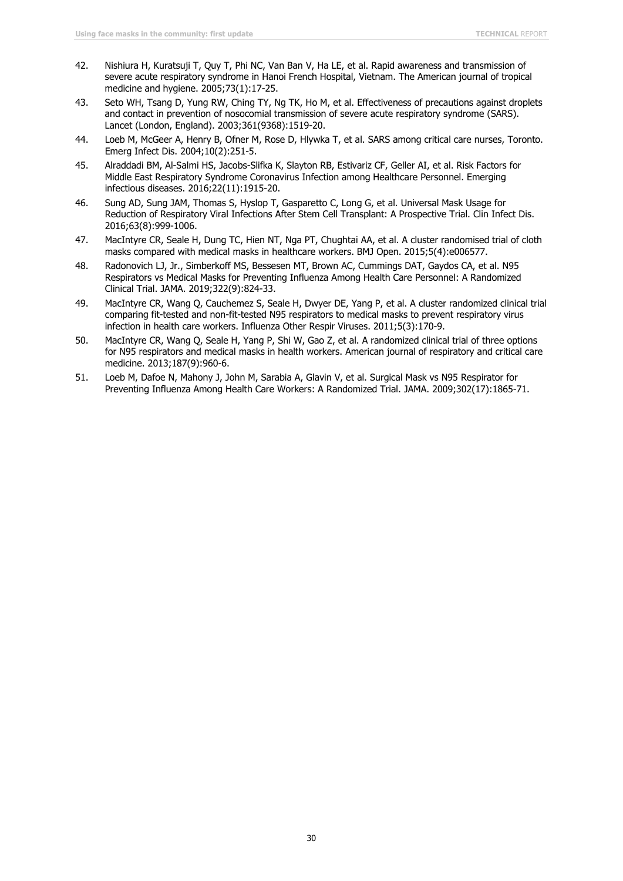42. Nishiura H, Kuratsuji T, Quy T, Phi NC, Van Ban V, Ha LE, et al. Rapid awareness and transmission of severe acute respiratory syndrome in Hanoi French Hospital, Vietnam. The American journal of tropical medicine and hygiene. 2005;73(1):17-25.
43. Seto WH, Tsang D, Yung RW, Ching TY, Ng TK, Ho M, et al. Effectiveness of precautions against droplets and contact in prevention of nosocomial transmission of severe acute respiratory syndrome (SARS). Lancet (London, England). 2003;361(9368):1519-20.
44. Loeb M, McGeer A, Henry B, Ofner M, Rose D, Hlywka T, et al. SARS among critical care nurses, Toronto. Emerg Infect Dis. 2004;10(2):251-5.
45. Alraddadi BM, Al-Salmi HS, Jacobs-Slifka K, Slayton RB, Estivariz CF, Geller AI, et al. Risk Factors for Middle East Respiratory Syndrome Coronavirus Infection among Healthcare Personnel. Emerging infectious diseases. 2016;22(11):1915-20.
46. Sung AD, Sung JAM, Thomas S, Hyslop T, Gasparetto C, Long G, et al. Universal Mask Usage for Reduction of Respiratory Viral Infections After Stem Cell Transplant: A Prospective Trial. Clin Infect Dis. 2016;63(8):999-1006.
47. MacIntyre CR, Seale H, Dung TC, Hien NT, Nga PT, Chughtai AA, et al. A cluster randomised trial of cloth masks compared with medical masks in healthcare workers. BMJ Open. 2015;5(4):e006577.
48. Radonovich LJ, Jr., Simberkoff MS, Bessesen MT, Brown AC, Cummings DAT, Gaydos CA, et al. N95 Respirators vs Medical Masks for Preventing Influenza Among Health Care Personnel: A Randomized Clinical Trial. JAMA. 2019;322(9):824-33.
49. MacIntyre CR, Wang Q, Cauchemez S, Seale H, Dwyer DE, Yang P, et al. A cluster randomized clinical trial comparing fit-tested and non-fit-tested N95 respirators to medical masks to prevent respiratory virus infection in health care workers. Influenza Other Respir Viruses. 2011;5(3):170-9.
50. MacIntyre CR, Wang Q, Seale H, Yang P, Shi W, Gao Z, et al. A randomized clinical trial of three options for N95 respirators and medical masks in health workers. American journal of respiratory and critical care medicine. 2013;187(9):960-6.
51. Loeb M, Dafoe N, Mahony J, John M, Sarabia A, Glavin V, et al. Surgical Mask vs N95 Respirator for Preventing Influenza Among Health Care Workers: A Randomized Trial. JAMA. 2009;302(17):1865-71.